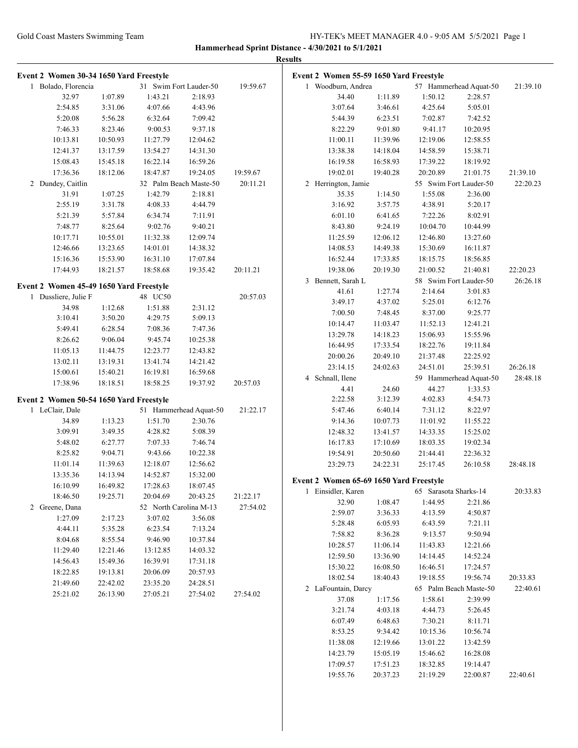Gold Coast Masters Swimming Team

**Hammerhead Sprint Distance - 4/30/2021 to 5/1/2021**

**Results**

### Event 2 Women 30-34 1650 Yard Freestyle

1 Bolado, Florencia — 31 Swim Fort Lauder-50 — 19:59.67

| | | | | |
|---|---|---|---|---|
| 32.97 | 1:07.89 | 1:43.21 | 2:18.93 | |
| 2:54.85 | 3:31.06 | 4:07.66 | 4:43.96 | |
| 5:20.08 | 5:56.28 | 6:32.64 | 7:09.42 | |
| 7:46.33 | 8:23.46 | 9:00.53 | 9:37.18 | |
| 10:13.81 | 10:50.93 | 11:27.79 | 12:04.62 | |
| 12:41.37 | 13:17.59 | 13:54.27 | 14:31.30 | |
| 15:08.43 | 15:45.18 | 16:22.14 | 16:59.26 | |
| 17:36.36 | 18:12.06 | 18:47.87 | 19:24.05 | 19:59.67 |

2 Dundey, Caitlin — 32 Palm Beach Maste-50 — 20:11.21

| | | | | |
|---|---|---|---|---|
| 31.91 | 1:07.25 | 1:42.79 | 2:18.81 | |
| 2:55.19 | 3:31.78 | 4:08.33 | 4:44.79 | |
| 5:21.39 | 5:57.84 | 6:34.74 | 7:11.91 | |
| 7:48.77 | 8:25.64 | 9:02.76 | 9:40.21 | |
| 10:17.71 | 10:55.01 | 11:32.38 | 12:09.74 | |
| 12:46.66 | 13:23.65 | 14:01.01 | 14:38.32 | |
| 15:16.36 | 15:53.90 | 16:31.10 | 17:07.84 | |
| 17:44.93 | 18:21.57 | 18:58.68 | 19:35.42 | 20:11.21 |

### Event 2 Women 45-49 1650 Yard Freestyle

1 Dussliere, Julie F — 48 UC50 — 20:57.03

| | | | | |
|---|---|---|---|---|
| 34.98 | 1:12.68 | 1:51.88 | 2:31.12 | |
| 3:10.41 | 3:50.20 | 4:29.75 | 5:09.13 | |
| 5:49.41 | 6:28.54 | 7:08.36 | 7:47.36 | |
| 8:26.62 | 9:06.04 | 9:45.74 | 10:25.38 | |
| 11:05.13 | 11:44.75 | 12:23.77 | 12:43.82 | |
| 13:02.11 | 13:19.31 | 13:41.74 | 14:21.42 | |
| 15:00.61 | 15:40.21 | 16:19.81 | 16:59.68 | |
| 17:38.96 | 18:18.51 | 18:58.25 | 19:37.92 | 20:57.03 |

### Event 2 Women 50-54 1650 Yard Freestyle

1 LeClair, Dale — 51 Hammerhead Aquat-50 — 21:22.17

| | | | | |
|---|---|---|---|---|
| 34.89 | 1:13.23 | 1:51.70 | 2:30.76 | |
| 3:09.91 | 3:49.35 | 4:28.82 | 5:08.39 | |
| 5:48.02 | 6:27.77 | 7:07.33 | 7:46.74 | |
| 8:25.82 | 9:04.71 | 9:43.66 | 10:22.38 | |
| 11:01.14 | 11:39.63 | 12:18.07 | 12:56.62 | |
| 13:35.36 | 14:13.94 | 14:52.87 | 15:32.00 | |
| 16:10.99 | 16:49.82 | 17:28.63 | 18:07.45 | |
| 18:46.50 | 19:25.71 | 20:04.69 | 20:43.25 | 21:22.17 |

2 Greene, Dana — 52 North Carolina M-13 — 27:54.02

| | | | | |
|---|---|---|---|---|
| 1:27.09 | 2:17.23 | 3:07.02 | 3:56.08 | |
| 4:44.11 | 5:35.28 | 6:23.54 | 7:13.24 | |
| 8:04.68 | 8:55.54 | 9:46.90 | 10:37.84 | |
| 11:29.40 | 12:21.46 | 13:12.85 | 14:03.32 | |
| 14:56.43 | 15:49.36 | 16:39.91 | 17:31.18 | |
| 18:22.85 | 19:13.81 | 20:06.09 | 20:57.93 | |
| 21:49.60 | 22:42.02 | 23:35.20 | 24:28.51 | |
| 25:21.02 | 26:13.90 | 27:05.21 | 27:54.02 | 27:54.02 |

### Event 2 Women 55-59 1650 Yard Freestyle

1 Woodburn, Andrea — 57 Hammerhead Aquat-50 — 21:39.10

| | | | | |
|---|---|---|---|---|
| 34.40 | 1:11.89 | 1:50.12 | 2:28.57 | |
| 3:07.64 | 3:46.61 | 4:25.64 | 5:05.01 | |
| 5:44.39 | 6:23.51 | 7:02.87 | 7:42.52 | |
| 8:22.29 | 9:01.80 | 9:41.17 | 10:20.95 | |
| 11:00.11 | 11:39.96 | 12:19.06 | 12:58.55 | |
| 13:38.38 | 14:18.04 | 14:58.59 | 15:38.71 | |
| 16:19.58 | 16:58.93 | 17:39.22 | 18:19.92 | |
| 19:02.01 | 19:40.28 | 20:20.89 | 21:01.75 | 21:39.10 |

2 Herrington, Jamie — 55 Swim Fort Lauder-50 — 22:20.23

| | | | | |
|---|---|---|---|---|
| 35.35 | 1:14.50 | 1:55.08 | 2:36.00 | |
| 3:16.92 | 3:57.75 | 4:38.91 | 5:20.17 | |
| 6:01.10 | 6:41.65 | 7:22.26 | 8:02.91 | |
| 8:43.80 | 9:24.19 | 10:04.70 | 10:44.99 | |
| 11:25.59 | 12:06.12 | 12:46.80 | 13:27.60 | |
| 14:08.53 | 14:49.38 | 15:30.69 | 16:11.87 | |
| 16:52.44 | 17:33.85 | 18:15.75 | 18:56.85 | |
| 19:38.06 | 20:19.30 | 21:00.52 | 21:40.81 | 22:20.23 |

3 Bennett, Sarah L — 58 Swim Fort Lauder-50 — 26:26.18

| | | | | |
|---|---|---|---|---|
| 41.61 | 1:27.74 | 2:14.64 | 3:01.83 | |
| 3:49.17 | 4:37.02 | 5:25.01 | 6:12.76 | |
| 7:00.50 | 7:48.45 | 8:37.00 | 9:25.77 | |
| 10:14.47 | 11:03.47 | 11:52.13 | 12:41.21 | |
| 13:29.78 | 14:18.23 | 15:06.93 | 15:55.96 | |
| 16:44.95 | 17:33.54 | 18:22.76 | 19:11.84 | |
| 20:00.26 | 20:49.10 | 21:37.48 | 22:25.92 | |
| 23:14.15 | 24:02.63 | 24:51.01 | 25:39.51 | 26:26.18 |

4 Schnall, Ilene — 59 Hammerhead Aquat-50 — 28:48.18

| | | | | |
|---|---|---|---|---|
| 4.41 | 24.60 | 44.27 | 1:33.53 | |
| 2:22.58 | 3:12.39 | 4:02.83 | 4:54.73 | |
| 5:47.46 | 6:40.14 | 7:31.12 | 8:22.97 | |
| 9:14.36 | 10:07.73 | 11:01.92 | 11:55.22 | |
| 12:48.32 | 13:41.57 | 14:33.35 | 15:25.02 | |
| 16:17.83 | 17:10.69 | 18:03.35 | 19:02.34 | |
| 19:54.91 | 20:50.60 | 21:44.41 | 22:36.32 | |
| 23:29.73 | 24:22.31 | 25:17.45 | 26:10.58 | 28:48.18 |

### Event 2 Women 65-69 1650 Yard Freestyle

1 Einsidler, Karen — 65 Sarasota Sharks-14 — 20:33.83

| | | | | |
|---|---|---|---|---|
| 32.90 | 1:08.47 | 1:44.95 | 2:21.86 | |
| 2:59.07 | 3:36.33 | 4:13.59 | 4:50.87 | |
| 5:28.48 | 6:05.93 | 6:43.59 | 7:21.11 | |
| 7:58.82 | 8:36.28 | 9:13.57 | 9:50.94 | |
| 10:28.57 | 11:06.14 | 11:43.83 | 12:21.66 | |
| 12:59.50 | 13:36.90 | 14:14.45 | 14:52.24 | |
| 15:30.22 | 16:08.50 | 16:46.51 | 17:24.57 | |
| 18:02.54 | 18:40.43 | 19:18.55 | 19:56.74 | 20:33.83 |

2 LaFountain, Darcy — 65 Palm Beach Maste-50 — 22:40.61

| | | | | |
|---|---|---|---|---|
| 37.08 | 1:17.56 | 1:58.61 | 2:39.99 | |
| 3:21.74 | 4:03.18 | 4:44.73 | 5:26.45 | |
| 6:07.49 | 6:48.63 | 7:30.21 | 8:11.71 | |
| 8:53.25 | 9:34.42 | 10:15.36 | 10:56.74 | |
| 11:38.08 | 12:19.66 | 13:01.22 | 13:42.59 | |
| 14:23.79 | 15:05.19 | 15:46.62 | 16:28.08 | |
| 17:09.57 | 17:51.23 | 18:32.85 | 19:14.47 | |
| 19:55.76 | 20:37.23 | 21:19.29 | 22:00.87 | 22:40.61 |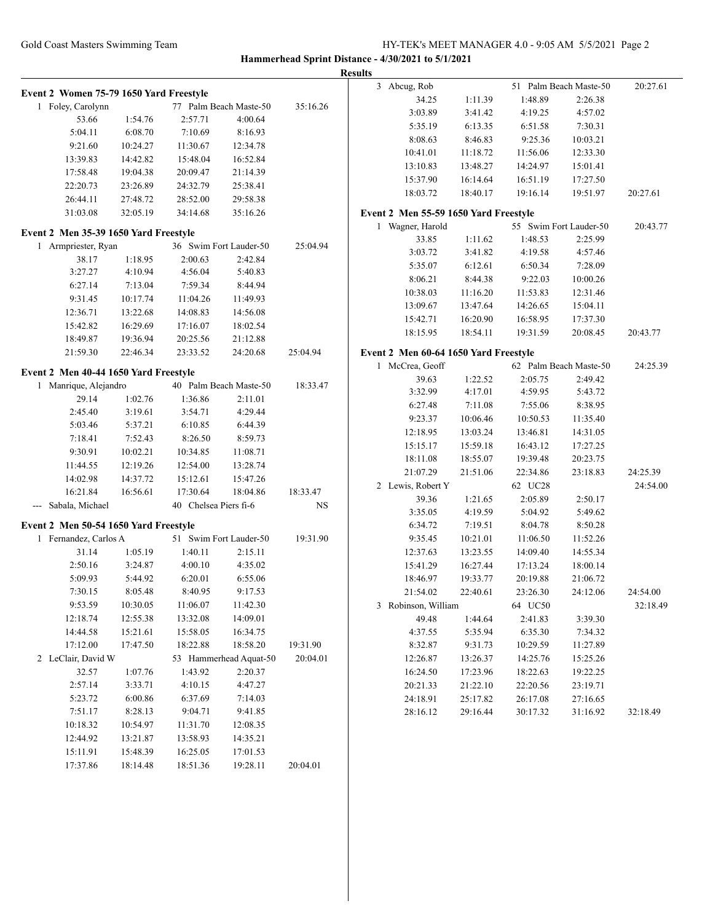**Hammerhead Sprint Distance - 4/30/2021 to 5/1/2021**

**Results**

### Event 2 Women 75-79 1650 Yard Freestyle

1 Foley, Carolynn — 77 Palm Beach Maste-50 — 35:16.26

| | | | | |
|---|---|---|---|---|
| 53.66 | 1:54.76 | 2:57.71 | 4:00.64 | |
| 5:04.11 | 6:08.70 | 7:10.69 | 8:16.93 | |
| 9:21.60 | 10:24.27 | 11:30.67 | 12:34.78 | |
| 13:39.83 | 14:42.82 | 15:48.04 | 16:52.84 | |
| 17:58.48 | 19:04.38 | 20:09.47 | 21:14.39 | |
| 22:20.73 | 23:26.89 | 24:32.79 | 25:38.41 | |
| 26:44.11 | 27:48.72 | 28:52.00 | 29:58.38 | |
| 31:03.08 | 32:05.19 | 34:14.68 | 35:16.26 | |

### Event 2 Men 35-39 1650 Yard Freestyle

1 Armpriester, Ryan — 36 Swim Fort Lauder-50 — 25:04.94

| | | | | |
|---|---|---|---|---|
| 38.17 | 1:18.95 | 2:00.63 | 2:42.84 | |
| 3:27.27 | 4:10.94 | 4:56.04 | 5:40.83 | |
| 6:27.14 | 7:13.04 | 7:59.34 | 8:44.94 | |
| 9:31.45 | 10:17.74 | 11:04.26 | 11:49.93 | |
| 12:36.71 | 13:22.68 | 14:08.83 | 14:56.08 | |
| 15:42.82 | 16:29.69 | 17:16.07 | 18:02.54 | |
| 18:49.87 | 19:36.94 | 20:25.56 | 21:12.88 | |
| 21:59.30 | 22:46.34 | 23:33.52 | 24:20.68 | 25:04.94 |

### Event 2 Men 40-44 1650 Yard Freestyle

1 Manrique, Alejandro — 40 Palm Beach Maste-50 — 18:33.47

| | | | | |
|---|---|---|---|---|
| 29.14 | 1:02.76 | 1:36.86 | 2:11.01 | |
| 2:45.40 | 3:19.61 | 3:54.71 | 4:29.44 | |
| 5:03.46 | 5:37.21 | 6:10.85 | 6:44.39 | |
| 7:18.41 | 7:52.43 | 8:26.50 | 8:59.73 | |
| 9:30.91 | 10:02.21 | 10:34.85 | 11:08.71 | |
| 11:44.55 | 12:19.26 | 12:54.00 | 13:28.74 | |
| 14:02.98 | 14:37.72 | 15:12.61 | 15:47.26 | |
| 16:21.84 | 16:56.61 | 17:30.64 | 18:04.86 | 18:33.47 |

--- Sabala, Michael — 40 Chelsea Piers fi-6 — NS

### Event 2 Men 50-54 1650 Yard Freestyle

1 Fernandez, Carlos A — 51 Swim Fort Lauder-50 — 19:31.90

| | | | | |
|---|---|---|---|---|
| 31.14 | 1:05.19 | 1:40.11 | 2:15.11 | |
| 2:50.16 | 3:24.87 | 4:00.10 | 4:35.02 | |
| 5:09.93 | 5:44.92 | 6:20.01 | 6:55.06 | |
| 7:30.15 | 8:05.48 | 8:40.95 | 9:17.53 | |
| 9:53.59 | 10:30.05 | 11:06.07 | 11:42.30 | |
| 12:18.74 | 12:55.38 | 13:32.08 | 14:09.01 | |
| 14:44.58 | 15:21.61 | 15:58.05 | 16:34.75 | |
| 17:12.00 | 17:47.50 | 18:22.88 | 18:58.20 | 19:31.90 |

2 LeClair, David W — 53 Hammerhead Aquat-50 — 20:04.01

| | | | | |
|---|---|---|---|---|
| 32.57 | 1:07.76 | 1:43.92 | 2:20.37 | |
| 2:57.14 | 3:33.71 | 4:10.15 | 4:47.27 | |
| 5:23.72 | 6:00.86 | 6:37.69 | 7:14.03 | |
| 7:51.17 | 8:28.13 | 9:04.71 | 9:41.85 | |
| 10:18.32 | 10:54.97 | 11:31.70 | 12:08.35 | |
| 12:44.92 | 13:21.87 | 13:58.93 | 14:35.21 | |
| 15:11.91 | 15:48.39 | 16:25.05 | 17:01.53 | |
| 17:37.86 | 18:14.48 | 18:51.36 | 19:28.11 | 20:04.01 |

3 Abcug, Rob — 51 Palm Beach Maste-50 — 20:27.61

| | | | | |
|---|---|---|---|---|
| 34.25 | 1:11.39 | 1:48.89 | 2:26.38 | |
| 3:03.89 | 3:41.42 | 4:19.25 | 4:57.02 | |
| 5:35.19 | 6:13.35 | 6:51.58 | 7:30.31 | |
| 8:08.63 | 8:46.83 | 9:25.36 | 10:03.21 | |
| 10:41.01 | 11:18.72 | 11:56.06 | 12:33.30 | |
| 13:10.83 | 13:48.27 | 14:24.97 | 15:01.41 | |
| 15:37.90 | 16:14.64 | 16:51.19 | 17:27.50 | |
| 18:03.72 | 18:40.17 | 19:16.14 | 19:51.97 | 20:27.61 |

### Event 2 Men 55-59 1650 Yard Freestyle

1 Wagner, Harold — 55 Swim Fort Lauder-50 — 20:43.77

| | | | | |
|---|---|---|---|---|
| 33.85 | 1:11.62 | 1:48.53 | 2:25.99 | |
| 3:03.72 | 3:41.82 | 4:19.58 | 4:57.46 | |
| 5:35.07 | 6:12.61 | 6:50.34 | 7:28.09 | |
| 8:06.21 | 8:44.38 | 9:22.03 | 10:00.26 | |
| 10:38.03 | 11:16.20 | 11:53.83 | 12:31.46 | |
| 13:09.67 | 13:47.64 | 14:26.65 | 15:04.11 | |
| 15:42.71 | 16:20.90 | 16:58.95 | 17:37.30 | |
| 18:15.95 | 18:54.11 | 19:31.59 | 20:08.45 | 20:43.77 |

### Event 2 Men 60-64 1650 Yard Freestyle

1 McCrea, Geoff — 62 Palm Beach Maste-50 — 24:25.39

| | | | | |
|---|---|---|---|---|
| 39.63 | 1:22.52 | 2:05.75 | 2:49.42 | |
| 3:32.99 | 4:17.01 | 4:59.95 | 5:43.72 | |
| 6:27.48 | 7:11.08 | 7:55.06 | 8:38.95 | |
| 9:23.37 | 10:06.46 | 10:50.53 | 11:35.40 | |
| 12:18.95 | 13:03.24 | 13:46.81 | 14:31.05 | |
| 15:15.17 | 15:59.18 | 16:43.12 | 17:27.25 | |
| 18:11.08 | 18:55.07 | 19:39.48 | 20:23.75 | |
| 21:07.29 | 21:51.06 | 22:34.86 | 23:18.83 | 24:25.39 |

2 Lewis, Robert Y — 62 UC28 — 24:54.00

| | | | | |
|---|---|---|---|---|
| 39.36 | 1:21.65 | 2:05.89 | 2:50.17 | |
| 3:35.05 | 4:19.59 | 5:04.92 | 5:49.62 | |
| 6:34.72 | 7:19.51 | 8:04.78 | 8:50.28 | |
| 9:35.45 | 10:21.01 | 11:06.50 | 11:52.26 | |
| 12:37.63 | 13:23.55 | 14:09.40 | 14:55.34 | |
| 15:41.29 | 16:27.44 | 17:13.24 | 18:00.14 | |
| 18:46.97 | 19:33.77 | 20:19.88 | 21:06.72 | |
| 21:54.02 | 22:40.61 | 23:26.30 | 24:12.06 | 24:54.00 |

3 Robinson, William — 64 UC50 — 32:18.49

| | | | | |
|---|---|---|---|---|
| 49.48 | 1:44.64 | 2:41.83 | 3:39.30 | |
| 4:37.55 | 5:35.94 | 6:35.30 | 7:34.32 | |
| 8:32.87 | 9:31.73 | 10:29.59 | 11:27.89 | |
| 12:26.87 | 13:26.37 | 14:25.76 | 15:25.26 | |
| 16:24.50 | 17:23.96 | 18:22.63 | 19:22.25 | |
| 20:21.33 | 21:22.10 | 22:20.56 | 23:19.71 | |
| 24:18.91 | 25:17.82 | 26:17.08 | 27:16.65 | |
| 28:16.12 | 29:16.44 | 30:17.32 | 31:16.92 | 32:18.49 |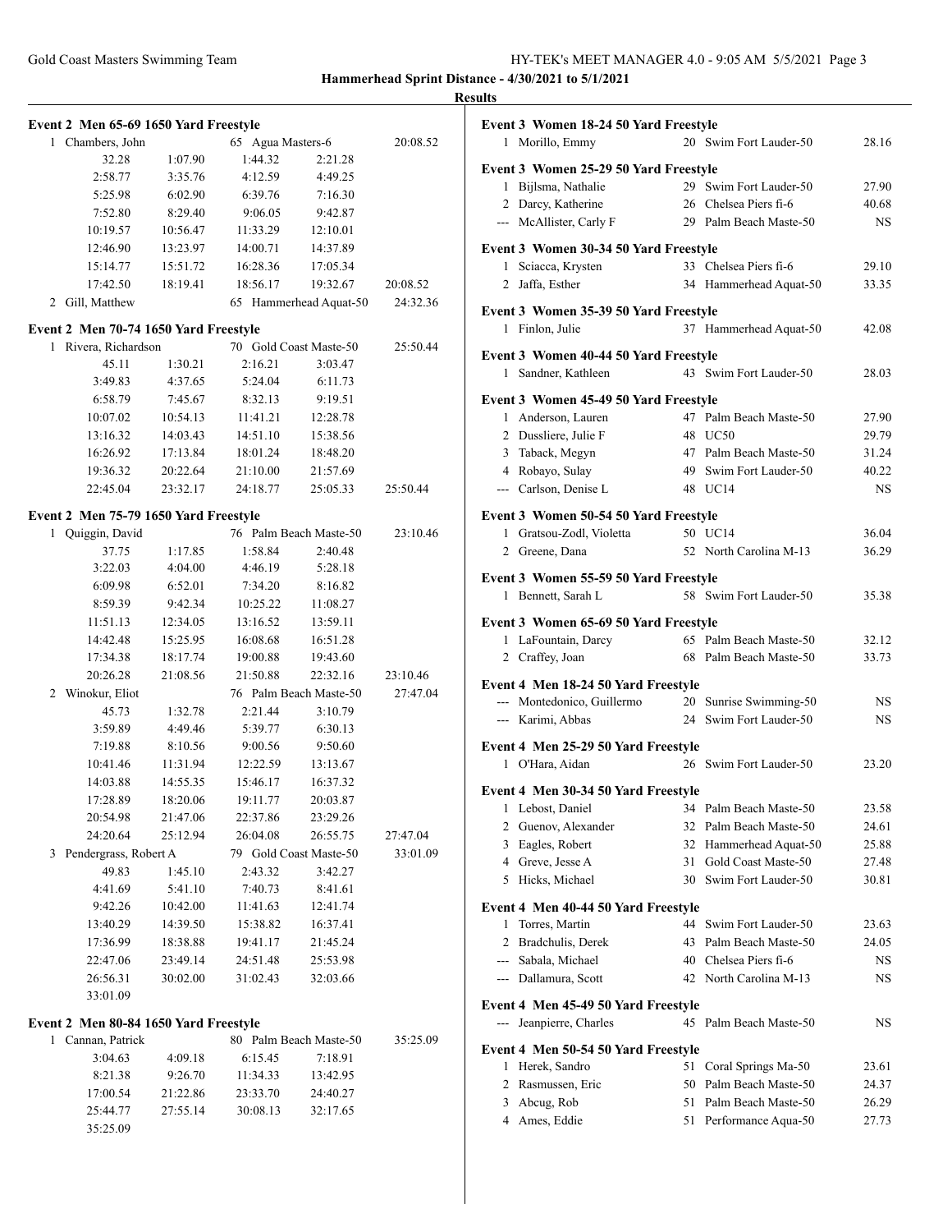**Hammerhead Sprint Distance - 4/30/2021 to 5/1/2021**

**Results**

### Event 2 Men 65-69 1650 Yard Freestyle

| | Name | Age | Team | Finals Time |
|---|---|---|---|---|
| 1 | Chambers, John | 65 | Agua Masters-6 | 20:08.52 |

32.28 1:07.90 1:44.32 2:21.28
2:58.77 3:35.76 4:12.59 4:49.25
5:25.98 6:02.90 6:39.76 7:16.30
7:52.80 8:29.40 9:06.05 9:42.87
10:19.57 10:56.47 11:33.29 12:10.01
12:46.90 13:23.97 14:00.71 14:37.89
15:14.77 15:51.72 16:28.36 17:05.34
17:42.50 18:19.41 18:56.17 19:32.67 20:08.52

| | Name | Age | Team | Finals Time |
|---|---|---|---|---|
| 2 | Gill, Matthew | 65 | Hammerhead Aquat-50 | 24:32.36 |

### Event 2 Men 70-74 1650 Yard Freestyle

| | Name | Age | Team | Finals Time |
|---|---|---|---|---|
| 1 | Rivera, Richardson | 70 | Gold Coast Maste-50 | 25:50.44 |

45.11 1:30.21 2:16.21 3:03.47
3:49.83 4:37.65 5:24.04 6:11.73
6:58.79 7:45.67 8:32.13 9:19.51
10:07.02 10:54.13 11:41.21 12:28.78
13:16.32 14:03.43 14:51.10 15:38.56
16:26.92 17:13.84 18:01.24 18:48.20
19:36.32 20:22.64 21:10.00 21:57.69
22:45.04 23:32.17 24:18.77 25:05.33 25:50.44

### Event 2 Men 75-79 1650 Yard Freestyle

| | Name | Age | Team | Finals Time |
|---|---|---|---|---|
| 1 | Quiggin, David | 76 | Palm Beach Maste-50 | 23:10.46 |

37.75 1:17.85 1:58.84 2:40.48
3:22.03 4:04.00 4:46.19 5:28.18
6:09.98 6:52.01 7:34.20 8:16.82
8:59.39 9:42.34 10:25.22 11:08.27
11:51.13 12:34.05 13:16.52 13:59.11
14:42.48 15:25.95 16:08.68 16:51.28
17:34.38 18:17.74 19:00.88 19:43.60
20:26.28 21:08.56 21:50.88 22:32.16 23:10.46

| | Name | Age | Team | Finals Time |
|---|---|---|---|---|
| 2 | Winokur, Eliot | 76 | Palm Beach Maste-50 | 27:47.04 |

45.73 1:32.78 2:21.44 3:10.79
3:59.89 4:49.46 5:39.77 6:30.13
7:19.88 8:10.56 9:00.56 9:50.60
10:41.46 11:31.94 12:22.59 13:13.67
14:03.88 14:55.35 15:46.17 16:37.32
17:28.89 18:20.06 19:11.77 20:03.87
20:54.98 21:47.06 22:37.86 23:29.26
24:20.64 25:12.94 26:04.08 26:55.75 27:47.04

| | Name | Age | Team | Finals Time |
|---|---|---|---|---|
| 3 | Pendergrass, Robert A | 79 | Gold Coast Maste-50 | 33:01.09 |

49.83 1:45.10 2:43.32 3:42.27
4:41.69 5:41.10 7:40.73 8:41.61
9:42.26 10:42.00 11:41.63 12:41.74
13:40.29 14:39.50 15:38.82 16:37.41
17:36.99 18:38.88 19:41.17 21:45.24
22:47.06 23:49.14 24:51.48 25:53.98
26:56.31 30:02.00 31:02.43 32:03.66
33:01.09

### Event 2 Men 80-84 1650 Yard Freestyle

| | Name | Age | Team | Finals Time |
|---|---|---|---|---|
| 1 | Cannan, Patrick | 80 | Palm Beach Maste-50 | 35:25.09 |

3:04.63 4:09.18 6:15.45 7:18.91
8:21.38 9:26.70 11:34.33 13:42.95
17:00.54 21:22.86 23:33.70 24:40.27
25:44.77 27:55.14 30:08.13 32:17.65
35:25.09

### Event 3 Women 18-24 50 Yard Freestyle

| | Name | Age | Team | Finals Time |
|---|---|---|---|---|
| 1 | Morillo, Emmy | 20 | Swim Fort Lauder-50 | 28.16 |

### Event 3 Women 25-29 50 Yard Freestyle

| | Name | Age | Team | Finals Time |
|---|---|---|---|---|
| 1 | Bijlsma, Nathalie | 29 | Swim Fort Lauder-50 | 27.90 |
| 2 | Darcy, Katherine | 26 | Chelsea Piers fi-6 | 40.68 |
| --- | McAllister, Carly F | 29 | Palm Beach Maste-50 | NS |

### Event 3 Women 30-34 50 Yard Freestyle

| | Name | Age | Team | Finals Time |
|---|---|---|---|---|
| 1 | Sciacca, Krysten | 33 | Chelsea Piers fi-6 | 29.10 |
| 2 | Jaffa, Esther | 34 | Hammerhead Aquat-50 | 33.35 |

### Event 3 Women 35-39 50 Yard Freestyle

| | Name | Age | Team | Finals Time |
|---|---|---|---|---|
| 1 | Finlon, Julie | 37 | Hammerhead Aquat-50 | 42.08 |

### Event 3 Women 40-44 50 Yard Freestyle

| | Name | Age | Team | Finals Time |
|---|---|---|---|---|
| 1 | Sandner, Kathleen | 43 | Swim Fort Lauder-50 | 28.03 |

### Event 3 Women 45-49 50 Yard Freestyle

| | Name | Age | Team | Finals Time |
|---|---|---|---|---|
| 1 | Anderson, Lauren | 47 | Palm Beach Maste-50 | 27.90 |
| 2 | Dussliere, Julie F | 48 | UC50 | 29.79 |
| 3 | Taback, Megyn | 47 | Palm Beach Maste-50 | 31.24 |
| 4 | Robayo, Sulay | 49 | Swim Fort Lauder-50 | 40.22 |
| --- | Carlson, Denise L | 48 | UC14 | NS |

### Event 3 Women 50-54 50 Yard Freestyle

| | Name | Age | Team | Finals Time |
|---|---|---|---|---|
| 1 | Gratsou-Zodl, Violetta | 50 | UC14 | 36.04 |
| 2 | Greene, Dana | 52 | North Carolina M-13 | 36.29 |

### Event 3 Women 55-59 50 Yard Freestyle

| | Name | Age | Team | Finals Time |
|---|---|---|---|---|
| 1 | Bennett, Sarah L | 58 | Swim Fort Lauder-50 | 35.38 |

### Event 3 Women 65-69 50 Yard Freestyle

| | Name | Age | Team | Finals Time |
|---|---|---|---|---|
| 1 | LaFountain, Darcy | 65 | Palm Beach Maste-50 | 32.12 |
| 2 | Craffey, Joan | 68 | Palm Beach Maste-50 | 33.73 |

### Event 4 Men 18-24 50 Yard Freestyle

| | Name | Age | Team | Finals Time |
|---|---|---|---|---|
| --- | Montedonico, Guillermo | 20 | Sunrise Swimming-50 | NS |
| --- | Karimi, Abbas | 24 | Swim Fort Lauder-50 | NS |

### Event 4 Men 25-29 50 Yard Freestyle

| | Name | Age | Team | Finals Time |
|---|---|---|---|---|
| 1 | O'Hara, Aidan | 26 | Swim Fort Lauder-50 | 23.20 |

### Event 4 Men 30-34 50 Yard Freestyle

| | Name | Age | Team | Finals Time |
|---|---|---|---|---|
| 1 | Lebost, Daniel | 34 | Palm Beach Maste-50 | 23.58 |
| 2 | Guenov, Alexander | 32 | Palm Beach Maste-50 | 24.61 |
| 3 | Eagles, Robert | 32 | Hammerhead Aquat-50 | 25.88 |
| 4 | Greve, Jesse A | 31 | Gold Coast Maste-50 | 27.48 |
| 5 | Hicks, Michael | 30 | Swim Fort Lauder-50 | 30.81 |

### Event 4 Men 40-44 50 Yard Freestyle

| | Name | Age | Team | Finals Time |
|---|---|---|---|---|
| 1 | Torres, Martin | 44 | Swim Fort Lauder-50 | 23.63 |
| 2 | Bradchulis, Derek | 43 | Palm Beach Maste-50 | 24.05 |
| --- | Sabala, Michael | 40 | Chelsea Piers fi-6 | NS |
| --- | Dallamura, Scott | 42 | North Carolina M-13 | NS |

### Event 4 Men 45-49 50 Yard Freestyle

| | Name | Age | Team | Finals Time |
|---|---|---|---|---|
| --- | Jeanpierre, Charles | 45 | Palm Beach Maste-50 | NS |

### Event 4 Men 50-54 50 Yard Freestyle

| | Name | Age | Team | Finals Time |
|---|---|---|---|---|
| 1 | Herek, Sandro | 51 | Coral Springs Ma-50 | 23.61 |
| 2 | Rasmussen, Eric | 50 | Palm Beach Maste-50 | 24.37 |
| 3 | Abcug, Rob | 51 | Palm Beach Maste-50 | 26.29 |
| 4 | Ames, Eddie | 51 | Performance Aqua-50 | 27.73 |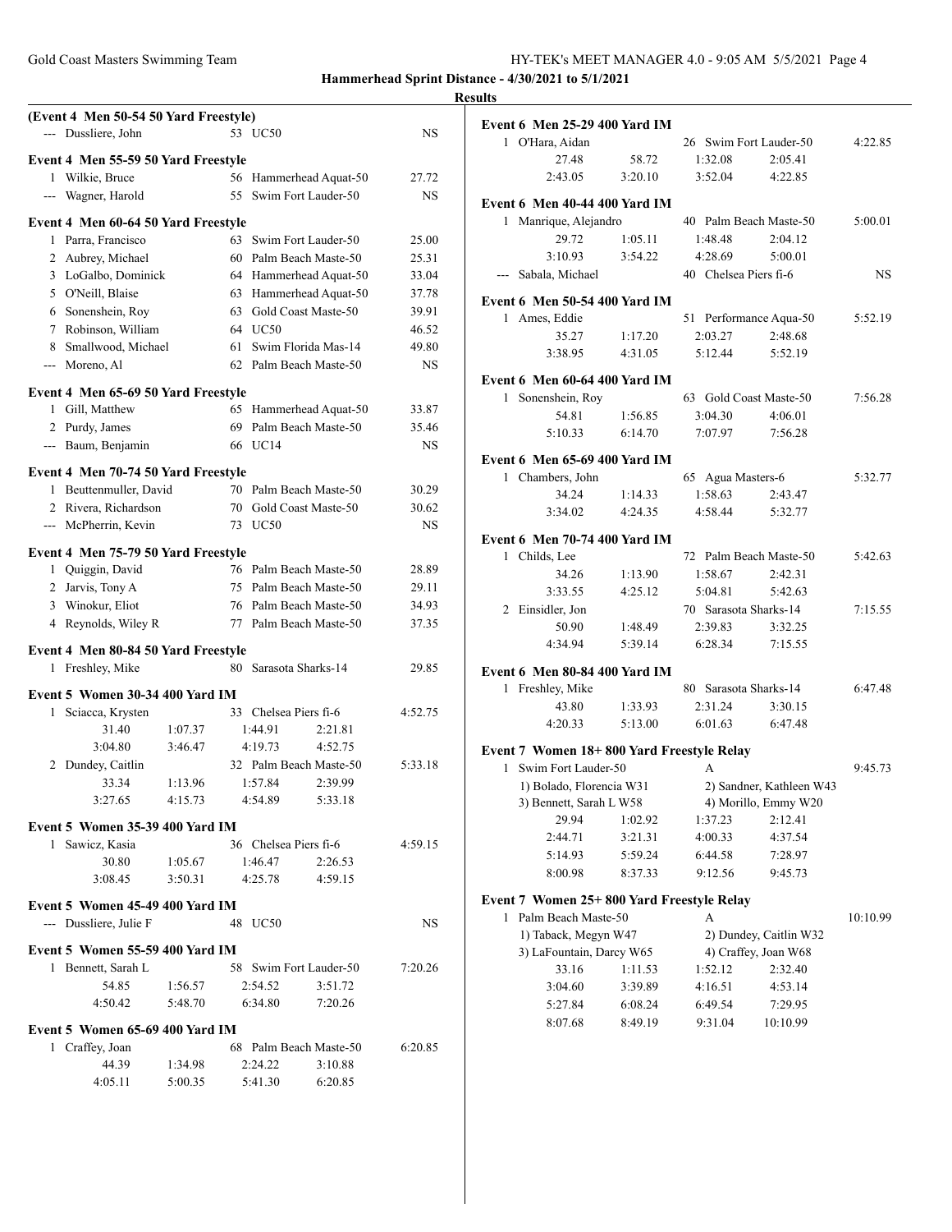**Hammerhead Sprint Distance - 4/30/2021 to 5/1/2021**

**Results**

### (Event 4 Men 50-54 50 Yard Freestyle)

| Place | Name | Age | Team | Time |
|---|---|---|---|---|
| --- | Dussliere, John | 53 | UC50 | NS |

### Event 4 Men 55-59 50 Yard Freestyle

| Place | Name | Age | Team | Time |
|---|---|---|---|---|
| 1 | Wilkie, Bruce | 56 | Hammerhead Aquat-50 | 27.72 |
| --- | Wagner, Harold | 55 | Swim Fort Lauder-50 | NS |

### Event 4 Men 60-64 50 Yard Freestyle

| Place | Name | Age | Team | Time |
|---|---|---|---|---|
| 1 | Parra, Francisco | 63 | Swim Fort Lauder-50 | 25.00 |
| 2 | Aubrey, Michael | 60 | Palm Beach Maste-50 | 25.31 |
| 3 | LoGalbo, Dominick | 64 | Hammerhead Aquat-50 | 33.04 |
| 5 | O'Neill, Blaise | 63 | Hammerhead Aquat-50 | 37.78 |
| 6 | Sonenshein, Roy | 63 | Gold Coast Maste-50 | 39.91 |
| 7 | Robinson, William | 64 | UC50 | 46.52 |
| 8 | Smallwood, Michael | 61 | Swim Florida Mas-14 | 49.80 |
| --- | Moreno, Al | 62 | Palm Beach Maste-50 | NS |

### Event 4 Men 65-69 50 Yard Freestyle

| Place | Name | Age | Team | Time |
|---|---|---|---|---|
| 1 | Gill, Matthew | 65 | Hammerhead Aquat-50 | 33.87 |
| 2 | Purdy, James | 69 | Palm Beach Maste-50 | 35.46 |
| --- | Baum, Benjamin | 66 | UC14 | NS |

### Event 4 Men 70-74 50 Yard Freestyle

| Place | Name | Age | Team | Time |
|---|---|---|---|---|
| 1 | Beuttenmuller, David | 70 | Palm Beach Maste-50 | 30.29 |
| 2 | Rivera, Richardson | 70 | Gold Coast Maste-50 | 30.62 |
| --- | McPherrin, Kevin | 73 | UC50 | NS |

### Event 4 Men 75-79 50 Yard Freestyle

| Place | Name | Age | Team | Time |
|---|---|---|---|---|
| 1 | Quiggin, David | 76 | Palm Beach Maste-50 | 28.89 |
| 2 | Jarvis, Tony A | 75 | Palm Beach Maste-50 | 29.11 |
| 3 | Winokur, Eliot | 76 | Palm Beach Maste-50 | 34.93 |
| 4 | Reynolds, Wiley R | 77 | Palm Beach Maste-50 | 37.35 |

### Event 4 Men 80-84 50 Yard Freestyle

| Place | Name | Age | Team | Time |
|---|---|---|---|---|
| 1 | Freshley, Mike | 80 | Sarasota Sharks-14 | 29.85 |

### Event 5 Women 30-34 400 Yard IM

| Place | Name | Age | Team | Time |
|---|---|---|---|---|
| 1 | Sciacca, Krysten | 33 | Chelsea Piers fi-6 | 4:52.75 |
| | 31.40 / 1:07.37 / 1:44.91 / 2:21.81 | | | |
| | 3:04.80 / 3:46.47 / 4:19.73 / 4:52.75 | | | |
| 2 | Dundey, Caitlin | 32 | Palm Beach Maste-50 | 5:33.18 |
| | 33.34 / 1:13.96 / 1:57.84 / 2:39.99 | | | |
| | 3:27.65 / 4:15.73 / 4:54.89 / 5:33.18 | | | |

### Event 5 Women 35-39 400 Yard IM

| Place | Name | Age | Team | Time |
|---|---|---|---|---|
| 1 | Sawicz, Kasia | 36 | Chelsea Piers fi-6 | 4:59.15 |
| | 30.80 / 1:05.67 / 1:46.47 / 2:26.53 | | | |
| | 3:08.45 / 3:50.31 / 4:25.78 / 4:59.15 | | | |

### Event 5 Women 45-49 400 Yard IM

| Place | Name | Age | Team | Time |
|---|---|---|---|---|
| --- | Dussliere, Julie F | 48 | UC50 | NS |

### Event 5 Women 55-59 400 Yard IM

| Place | Name | Age | Team | Time |
|---|---|---|---|---|
| 1 | Bennett, Sarah L | 58 | Swim Fort Lauder-50 | 7:20.26 |
| | 54.85 / 1:56.57 / 2:54.52 / 3:51.72 | | | |
| | 4:50.42 / 5:48.70 / 6:34.80 / 7:20.26 | | | |

### Event 5 Women 65-69 400 Yard IM

| Place | Name | Age | Team | Time |
|---|---|---|---|---|
| 1 | Craffey, Joan | 68 | Palm Beach Maste-50 | 6:20.85 |
| | 44.39 / 1:34.98 / 2:24.22 / 3:10.88 | | | |
| | 4:05.11 / 5:00.35 / 5:41.30 / 6:20.85 | | | |

### Event 6 Men 25-29 400 Yard IM

| Place | Name | Age | Team | Time |
|---|---|---|---|---|
| 1 | O'Hara, Aidan | 26 | Swim Fort Lauder-50 | 4:22.85 |
| | 27.48 / 58.72 / 1:32.08 / 2:05.41 | | | |
| | 2:43.05 / 3:20.10 / 3:52.04 / 4:22.85 | | | |

### Event 6 Men 40-44 400 Yard IM

| Place | Name | Age | Team | Time |
|---|---|---|---|---|
| 1 | Manrique, Alejandro | 40 | Palm Beach Maste-50 | 5:00.01 |
| | 29.72 / 1:05.11 / 1:48.48 / 2:04.12 | | | |
| | 3:10.93 / 3:54.22 / 4:28.69 / 5:00.01 | | | |
| --- | Sabala, Michael | 40 | Chelsea Piers fi-6 | NS |

### Event 6 Men 50-54 400 Yard IM

| Place | Name | Age | Team | Time |
|---|---|---|---|---|
| 1 | Ames, Eddie | 51 | Performance Aqua-50 | 5:52.19 |
| | 35.27 / 1:17.20 / 2:03.27 / 2:48.68 | | | |
| | 3:38.95 / 4:31.05 / 5:12.44 / 5:52.19 | | | |

### Event 6 Men 60-64 400 Yard IM

| Place | Name | Age | Team | Time |
|---|---|---|---|---|
| 1 | Sonenshein, Roy | 63 | Gold Coast Maste-50 | 7:56.28 |
| | 54.81 / 1:56.85 / 3:04.30 / 4:06.01 | | | |
| | 5:10.33 / 6:14.70 / 7:07.97 / 7:56.28 | | | |

### Event 6 Men 65-69 400 Yard IM

| Place | Name | Age | Team | Time |
|---|---|---|---|---|
| 1 | Chambers, John | 65 | Agua Masters-6 | 5:32.77 |
| | 34.24 / 1:14.33 / 1:58.63 / 2:43.47 | | | |
| | 3:34.02 / 4:24.35 / 4:58.44 / 5:32.77 | | | |

### Event 6 Men 70-74 400 Yard IM

| Place | Name | Age | Team | Time |
|---|---|---|---|---|
| 1 | Childs, Lee | 72 | Palm Beach Maste-50 | 5:42.63 |
| | 34.26 / 1:13.90 / 1:58.67 / 2:42.31 | | | |
| | 3:33.55 / 4:25.12 / 5:04.81 / 5:42.63 | | | |
| 2 | Einsidler, Jon | 70 | Sarasota Sharks-14 | 7:15.55 |
| | 50.90 / 1:48.49 / 2:39.83 / 3:32.25 | | | |
| | 4:34.94 / 5:39.14 / 6:28.34 / 7:15.55 | | | |

### Event 6 Men 80-84 400 Yard IM

| Place | Name | Age | Team | Time |
|---|---|---|---|---|
| 1 | Freshley, Mike | 80 | Sarasota Sharks-14 | 6:47.48 |
| | 43.80 / 1:33.93 / 2:31.24 / 3:30.15 | | | |
| | 4:20.33 / 5:13.00 / 6:01.63 / 6:47.48 | | | |

### Event 7 Women 18+ 800 Yard Freestyle Relay

| Place | Team | Relay | Time |
|---|---|---|---|
| 1 | Swim Fort Lauder-50 | A | 9:45.73 |

1) Bolado, Florencia W31 — 2) Sandner, Kathleen W43 — 3) Bennett, Sarah L W58 — 4) Morillo, Emmy W20

| | | | |
|---|---|---|---|
| 29.94 | 1:02.92 | 1:37.23 | 2:12.41 |
| 2:44.71 | 3:21.31 | 4:00.33 | 4:37.54 |
| 5:14.93 | 5:59.24 | 6:44.58 | 7:28.97 |
| 8:00.98 | 8:37.33 | 9:12.56 | 9:45.73 |

### Event 7 Women 25+ 800 Yard Freestyle Relay

| Place | Team | Relay | Time |
|---|---|---|---|
| 1 | Palm Beach Maste-50 | A | 10:10.99 |

1) Taback, Megyn W47 — 2) Dundey, Caitlin W32 — 3) LaFountain, Darcy W65 — 4) Craffey, Joan W68

| | | | |
|---|---|---|---|
| 33.16 | 1:11.53 | 1:52.12 | 2:32.40 |
| 3:04.60 | 3:39.89 | 4:16.51 | 4:53.14 |
| 5:27.84 | 6:08.24 | 6:49.54 | 7:29.95 |
| 8:07.68 | 8:49.19 | 9:31.04 | 10:10.99 |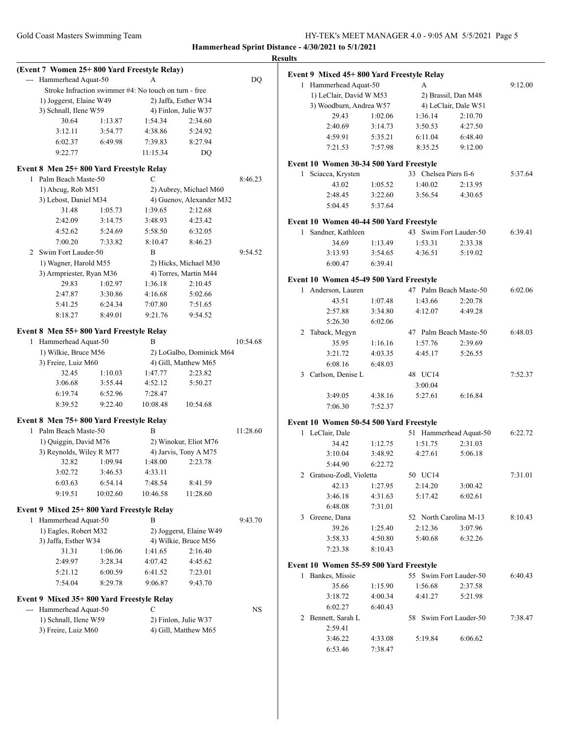**Hammerhead Sprint Distance - 4/30/2021 to 5/1/2021**

**Results**

**(Event 7 Women 25+ 800 Yard Freestyle Relay)**

--- Hammerhead Aquat-50 A DQ

Stroke Infraction swimmer #4: No touch on turn - free

1) Joggerst, Elaine W49 2) Jaffa, Esther W34
3) Schnall, Ilene W59 4) Finlon, Julie W37

| | | | |
|---|---|---|---|
| 30.64 | 1:13.87 | 1:54.34 | 2:34.60 |
| 3:12.11 | 3:54.77 | 4:38.86 | 5:24.92 |
| 6:02.37 | 6:49.98 | 7:39.83 | 8:27.94 |
| 9:22.77 | | 11:15.34 | DQ |

**Event 8 Men 25+ 800 Yard Freestyle Relay**

1 Palm Beach Maste-50 C 8:46.23

1) Abcug, Rob M51 2) Aubrey, Michael M60
3) Lebost, Daniel M34 4) Guenov, Alexander M32

| | | | |
|---|---|---|---|
| 31.48 | 1:05.73 | 1:39.65 | 2:12.68 |
| 2:42.09 | 3:14.75 | 3:48.93 | 4:23.42 |
| 4:52.62 | 5:24.69 | 5:58.50 | 6:32.05 |
| 7:00.20 | 7:33.82 | 8:10.47 | 8:46.23 |

2 Swim Fort Lauder-50 B 9:54.52

1) Wagner, Harold M55 2) Hicks, Michael M30
3) Armpriester, Ryan M36 4) Torres, Martin M44

| | | | |
|---|---|---|---|
| 29.83 | 1:02.97 | 1:36.18 | 2:10.45 |
| 2:47.87 | 3:30.86 | 4:16.68 | 5:02.66 |
| 5:41.25 | 6:24.34 | 7:07.80 | 7:51.65 |
| 8:18.27 | 8:49.01 | 9:21.76 | 9:54.52 |

**Event 8 Men 55+ 800 Yard Freestyle Relay**

1 Hammerhead Aquat-50 B 10:54.68

1) Wilkie, Bruce M56 2) LoGalbo, Dominick M64
3) Freire, Luiz M60 4) Gill, Matthew M65

| | | | |
|---|---|---|---|
| 32.45 | 1:10.03 | 1:47.77 | 2:23.82 |
| 3:06.68 | 3:55.44 | 4:52.12 | 5:50.27 |
| 6:19.74 | 6:52.96 | 7:28.47 | |
| 8:39.52 | 9:22.40 | 10:08.48 | 10:54.68 |

**Event 8 Men 75+ 800 Yard Freestyle Relay**

1 Palm Beach Maste-50 B 11:28.60

1) Quiggin, David M76 2) Winokur, Eliot M76
3) Reynolds, Wiley R M77 4) Jarvis, Tony A M75

| | | | |
|---|---|---|---|
| 32.82 | 1:09.94 | 1:48.00 | 2:23.78 |
| 3:02.72 | 3:46.53 | 4:33.11 | |
| 6:03.63 | 6:54.14 | 7:48.54 | 8:41.59 |
| 9:19.51 | 10:02.60 | 10:46.58 | 11:28.60 |

**Event 9 Mixed 25+ 800 Yard Freestyle Relay**

1 Hammerhead Aquat-50 B 9:43.70

1) Eagles, Robert M32 2) Joggerst, Elaine W49
3) Jaffa, Esther W34 4) Wilkie, Bruce M56

| | | | |
|---|---|---|---|
| 31.31 | 1:06.06 | 1:41.65 | 2:16.40 |
| 2:49.97 | 3:28.34 | 4:07.42 | 4:45.62 |
| 5:21.12 | 6:00.59 | 6:41.52 | 7:23.01 |
| 7:54.04 | 8:29.78 | 9:06.87 | 9:43.70 |

**Event 9 Mixed 35+ 800 Yard Freestyle Relay**

--- Hammerhead Aquat-50 C NS

1) Schnall, Ilene W59 2) Finlon, Julie W37
3) Freire, Luiz M60 4) Gill, Matthew M65

**Event 9 Mixed 45+ 800 Yard Freestyle Relay**

1 Hammerhead Aquat-50 A 9:12.00

1) LeClair, David W M53 2) Brassil, Dan M48
3) Woodburn, Andrea W57 4) LeClair, Dale W51

| | | | |
|---|---|---|---|
| 29.43 | 1:02.06 | 1:36.14 | 2:10.70 |
| 2:40.69 | 3:14.73 | 3:50.53 | 4:27.50 |
| 4:59.91 | 5:35.21 | 6:11.04 | 6:48.40 |
| 7:21.53 | 7:57.98 | 8:35.25 | 9:12.00 |

**Event 10 Women 30-34 500 Yard Freestyle**

1 Sciacca, Krysten 33 Chelsea Piers fi-6 5:37.64

| | | | |
|---|---|---|---|
| 43.02 | 1:05.52 | 1:40.02 | 2:13.95 |
| 2:48.45 | 3:22.60 | 3:56.54 | 4:30.65 |
| 5:04.45 | 5:37.64 | | |

**Event 10 Women 40-44 500 Yard Freestyle**

1 Sandner, Kathleen 43 Swim Fort Lauder-50 6:39.41

| | | | |
|---|---|---|---|
| 34.69 | 1:13.49 | 1:53.31 | 2:33.38 |
| 3:13.93 | 3:54.65 | 4:36.51 | 5:19.02 |
| 6:00.47 | 6:39.41 | | |

**Event 10 Women 45-49 500 Yard Freestyle**

1 Anderson, Lauren 47 Palm Beach Maste-50 6:02.06

| | | | |
|---|---|---|---|
| 43.51 | 1:07.48 | 1:43.66 | 2:20.78 |
| 2:57.88 | 3:34.80 | 4:12.07 | 4:49.28 |
| 5:26.30 | 6:02.06 | | |

2 Taback, Megyn 47 Palm Beach Maste-50 6:48.03

| | | | |
|---|---|---|---|
| 35.95 | 1:16.16 | 1:57.76 | 2:39.69 |
| 3:21.72 | 4:03.35 | 4:45.17 | 5:26.55 |
| 6:08.16 | 6:48.03 | | |

3 Carlson, Denise L 48 UC14 7:52.37

| | | | |
|---|---|---|---|
| | | 3:00.04 | |
| 3:49.05 | 4:38.16 | 5:27.61 | 6:16.84 |
| 7:06.30 | 7:52.37 | | |

**Event 10 Women 50-54 500 Yard Freestyle**

1 LeClair, Dale 51 Hammerhead Aquat-50 6:22.72

| | | | |
|---|---|---|---|
| 34.42 | 1:12.75 | 1:51.75 | 2:31.03 |
| 3:10.04 | 3:48.92 | 4:27.61 | 5:06.18 |
| 5:44.90 | 6:22.72 | | |

2 Gratsou-Zodl, Violetta 50 UC14 7:31.01

| | | | |
|---|---|---|---|
| 42.13 | 1:27.95 | 2:14.20 | 3:00.42 |
| 3:46.18 | 4:31.63 | 5:17.42 | 6:02.61 |
| 6:48.08 | 7:31.01 | | |

3 Greene, Dana 52 North Carolina M-13 8:10.43

| | | | |
|---|---|---|---|
| 39.26 | 1:25.40 | 2:12.36 | 3:07.96 |
| 3:58.33 | 4:50.80 | 5:40.68 | 6:32.26 |
| 7:23.38 | 8:10.43 | | |

**Event 10 Women 55-59 500 Yard Freestyle**

1 Bankes, Missie 55 Swim Fort Lauder-50 6:40.43

| | | | |
|---|---|---|---|
| 35.66 | 1:15.90 | 1:56.68 | 2:37.58 |
| 3:18.72 | 4:00.34 | 4:41.27 | 5:21.98 |
| 6:02.27 | 6:40.43 | | |

2 Bennett, Sarah L 58 Swim Fort Lauder-50 7:38.47

| | | | |
|---|---|---|---|
| 2:59.41 | | | |
| 3:46.22 | 4:33.08 | 5:19.84 | 6:06.62 |
| 6:53.46 | 7:38.47 | | |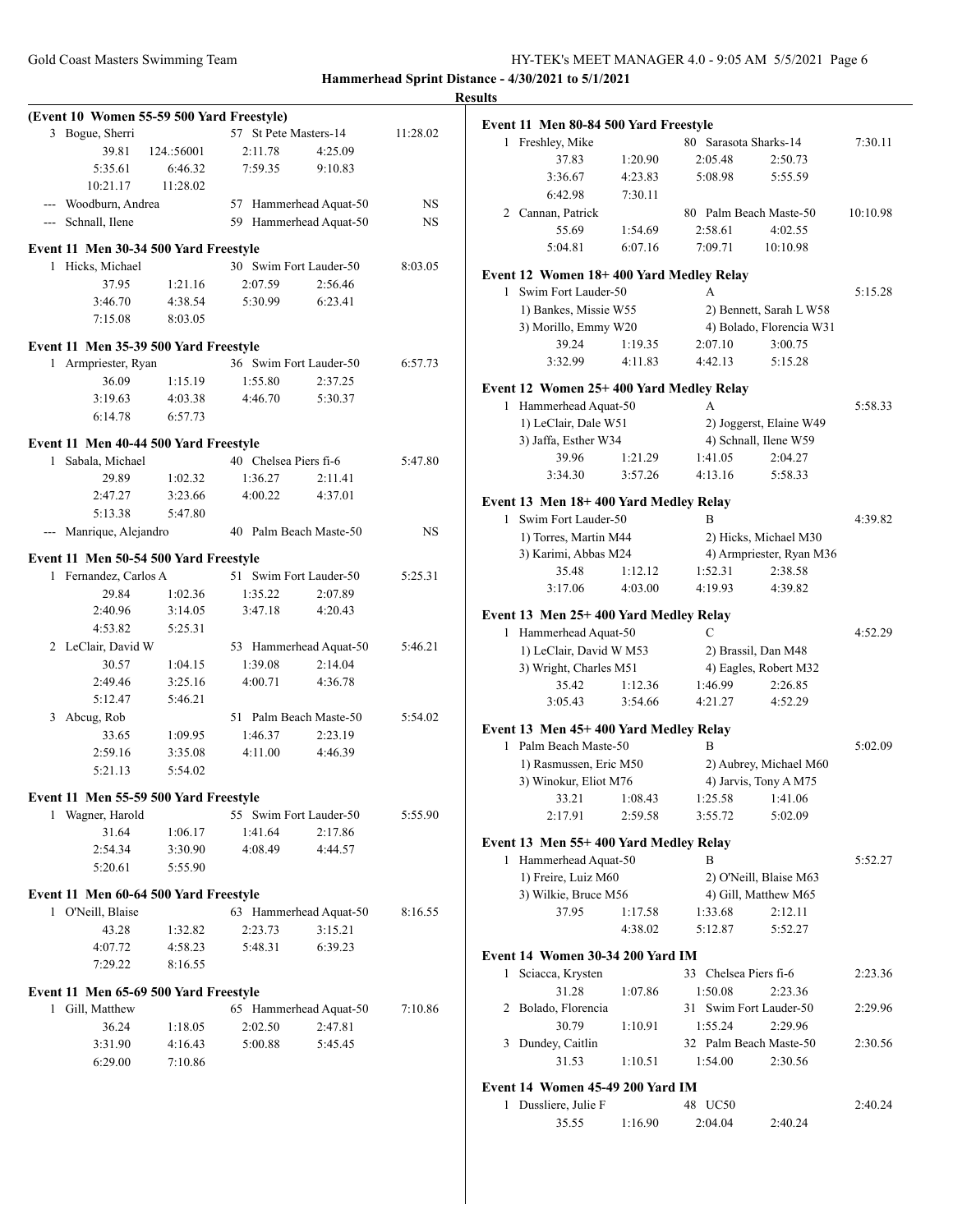**Hammerhead Sprint Distance - 4/30/2021 to 5/1/2021**

**Results**

**(Event 10 Women 55-59 500 Yard Freestyle)**

3 Bogue, Sherri — 57 St Pete Masters-14 — 11:28.02
39.81 124.:56001 2:11.78 4:25.09
5:35.61 6:46.32 7:59.35 9:10.83
10:21.17 11:28.02

--- Woodburn, Andrea — 57 Hammerhead Aquat-50 — NS

--- Schnall, Ilene — 59 Hammerhead Aquat-50 — NS

**Event 11 Men 30-34 500 Yard Freestyle**

1 Hicks, Michael — 30 Swim Fort Lauder-50 — 8:03.05
37.95 1:21.16 2:07.59 2:56.46
3:46.70 4:38.54 5:30.99 6:23.41
7:15.08 8:03.05

**Event 11 Men 35-39 500 Yard Freestyle**

1 Armpriester, Ryan — 36 Swim Fort Lauder-50 — 6:57.73
36.09 1:15.19 1:55.80 2:37.25
3:19.63 4:03.38 4:46.70 5:30.37
6:14.78 6:57.73

**Event 11 Men 40-44 500 Yard Freestyle**

1 Sabala, Michael — 40 Chelsea Piers fi-6 — 5:47.80
29.89 1:02.32 1:36.27 2:11.41
2:47.27 3:23.66 4:00.22 4:37.01
5:13.38 5:47.80

--- Manrique, Alejandro — 40 Palm Beach Maste-50 — NS

**Event 11 Men 50-54 500 Yard Freestyle**

1 Fernandez, Carlos A — 51 Swim Fort Lauder-50 — 5:25.31
29.84 1:02.36 1:35.22 2:07.89
2:40.96 3:14.05 3:47.18 4:20.43
4:53.82 5:25.31

2 LeClair, David W — 53 Hammerhead Aquat-50 — 5:46.21
30.57 1:04.15 1:39.08 2:14.04
2:49.46 3:25.16 4:00.71 4:36.78
5:12.47 5:46.21

3 Abcug, Rob — 51 Palm Beach Maste-50 — 5:54.02
33.65 1:09.95 1:46.37 2:23.19
2:59.16 3:35.08 4:11.00 4:46.39
5:21.13 5:54.02

**Event 11 Men 55-59 500 Yard Freestyle**

1 Wagner, Harold — 55 Swim Fort Lauder-50 — 5:55.90
31.64 1:06.17 1:41.64 2:17.86
2:54.34 3:30.90 4:08.49 4:44.57
5:20.61 5:55.90

**Event 11 Men 60-64 500 Yard Freestyle**

1 O'Neill, Blaise — 63 Hammerhead Aquat-50 — 8:16.55
43.28 1:32.82 2:23.73 3:15.21
4:07.72 4:58.23 5:48.31 6:39.23
7:29.22 8:16.55

**Event 11 Men 65-69 500 Yard Freestyle**

1 Gill, Matthew — 65 Hammerhead Aquat-50 — 7:10.86
36.24 1:18.05 2:02.50 2:47.81
3:31.90 4:16.43 5:00.88 5:45.45
6:29.00 7:10.86

**Event 11 Men 80-84 500 Yard Freestyle**

1 Freshley, Mike — 80 Sarasota Sharks-14 — 7:30.11
37.83 1:20.90 2:05.48 2:50.73
3:36.67 4:23.83 5:08.98 5:55.59
6:42.98 7:30.11

2 Cannan, Patrick — 80 Palm Beach Maste-50 — 10:10.98
55.69 1:54.69 2:58.61 4:02.55
5:04.81 6:07.16 7:09.71 10:10.98

**Event 12 Women 18+ 400 Yard Medley Relay**

1 Swim Fort Lauder-50 — A — 5:15.28
1) Bankes, Missie W55 — 2) Bennett, Sarah L W58
3) Morillo, Emmy W20 — 4) Bolado, Florencia W31
39.24 1:19.35 2:07.10 3:00.75
3:32.99 4:11.83 4:42.13 5:15.28

**Event 12 Women 25+ 400 Yard Medley Relay**

1 Hammerhead Aquat-50 — A — 5:58.33
1) LeClair, Dale W51 — 2) Joggerst, Elaine W49
3) Jaffa, Esther W34 — 4) Schnall, Ilene W59
39.96 1:21.29 1:41.05 2:04.27
3:34.30 3:57.26 4:13.16 5:58.33

**Event 13 Men 18+ 400 Yard Medley Relay**

1 Swim Fort Lauder-50 — B — 4:39.82
1) Torres, Martin M44 — 2) Hicks, Michael M30
3) Karimi, Abbas M24 — 4) Armpriester, Ryan M36
35.48 1:12.12 1:52.31 2:38.58
3:17.06 4:03.00 4:19.93 4:39.82

**Event 13 Men 25+ 400 Yard Medley Relay**

1 Hammerhead Aquat-50 — C — 4:52.29
1) LeClair, David W M53 — 2) Brassil, Dan M48
3) Wright, Charles M51 — 4) Eagles, Robert M32
35.42 1:12.36 1:46.99 2:26.85
3:05.43 3:54.66 4:21.27 4:52.29

**Event 13 Men 45+ 400 Yard Medley Relay**

1 Palm Beach Maste-50 — B — 5:02.09
1) Rasmussen, Eric M50 — 2) Aubrey, Michael M60
3) Winokur, Eliot M76 — 4) Jarvis, Tony A M75
33.21 1:08.43 1:25.58 1:41.06
2:17.91 2:59.58 3:55.72 5:02.09

**Event 13 Men 55+ 400 Yard Medley Relay**

1 Hammerhead Aquat-50 — B — 5:52.27
1) Freire, Luiz M60 — 2) O'Neill, Blaise M63
3) Wilkie, Bruce M56 — 4) Gill, Matthew M65
37.95 1:17.58 1:33.68 2:12.11
4:38.02 5:12.87 5:52.27

**Event 14 Women 30-34 200 Yard IM**

1 Sciacca, Krysten — 33 Chelsea Piers fi-6 — 2:23.36
31.28 1:07.86 1:50.08 2:23.36

2 Bolado, Florencia — 31 Swim Fort Lauder-50 — 2:29.96
30.79 1:10.91 1:55.24 2:29.96

3 Dundey, Caitlin — 32 Palm Beach Maste-50 — 2:30.56
31.53 1:10.51 1:54.00 2:30.56

**Event 14 Women 45-49 200 Yard IM**

1 Dussliere, Julie F — 48 UC50 — 2:40.24
35.55 1:16.90 2:04.04 2:40.24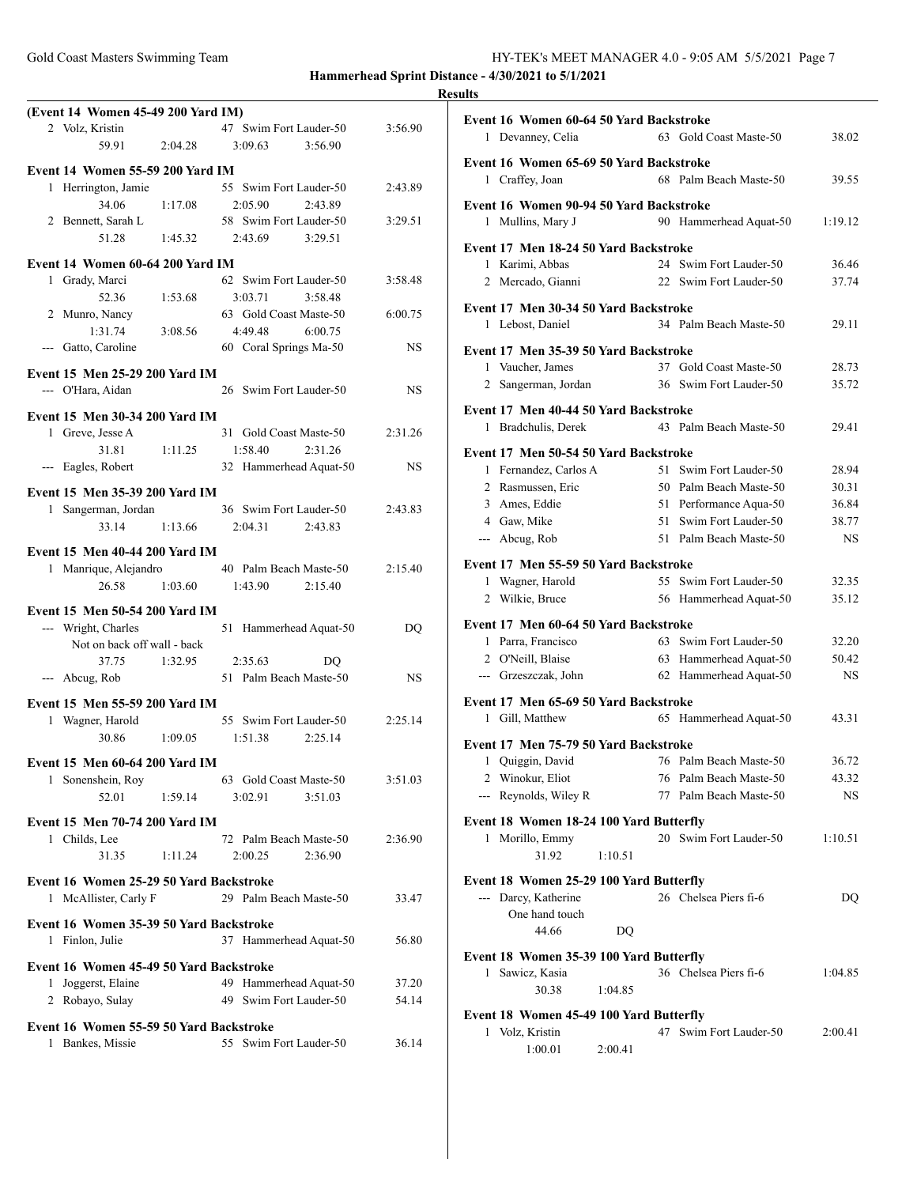**Hammerhead Sprint Distance - 4/30/2021 to 5/1/2021**

**Results**

**(Event 14 Women 45-49 200 Yard IM)**

| Place | Name | Age | Team | Time |
|---|---|---|---|---|
| 2 | Volz, Kristin | 47 | Swim Fort Lauder-50 | 3:56.90 |
| | 59.91 · 2:04.28 · 3:09.63 · 3:56.90 | | | |

**Event 14 Women 55-59 200 Yard IM**

| Place | Name | Age | Team | Time |
|---|---|---|---|---|
| 1 | Herrington, Jamie | 55 | Swim Fort Lauder-50 | 2:43.89 |
| | 34.06 · 1:17.08 · 2:05.90 · 2:43.89 | | | |
| 2 | Bennett, Sarah L | 58 | Swim Fort Lauder-50 | 3:29.51 |
| | 51.28 · 1:45.32 · 2:43.69 · 3:29.51 | | | |

**Event 14 Women 60-64 200 Yard IM**

| Place | Name | Age | Team | Time |
|---|---|---|---|---|
| 1 | Grady, Marci | 62 | Swim Fort Lauder-50 | 3:58.48 |
| | 52.36 · 1:53.68 · 3:03.71 · 3:58.48 | | | |
| 2 | Munro, Nancy | 63 | Gold Coast Maste-50 | 6:00.75 |
| | 1:31.74 · 3:08.56 · 4:49.48 · 6:00.75 | | | |
| --- | Gatto, Caroline | 60 | Coral Springs Ma-50 | NS |

**Event 15 Men 25-29 200 Yard IM**

| Place | Name | Age | Team | Time |
|---|---|---|---|---|
| --- | O'Hara, Aidan | 26 | Swim Fort Lauder-50 | NS |

**Event 15 Men 30-34 200 Yard IM**

| Place | Name | Age | Team | Time |
|---|---|---|---|---|
| 1 | Greve, Jesse A | 31 | Gold Coast Maste-50 | 2:31.26 |
| | 31.81 · 1:11.25 · 1:58.40 · 2:31.26 | | | |
| --- | Eagles, Robert | 32 | Hammerhead Aquat-50 | NS |

**Event 15 Men 35-39 200 Yard IM**

| Place | Name | Age | Team | Time |
|---|---|---|---|---|
| 1 | Sangerman, Jordan | 36 | Swim Fort Lauder-50 | 2:43.83 |
| | 33.14 · 1:13.66 · 2:04.31 · 2:43.83 | | | |

**Event 15 Men 40-44 200 Yard IM**

| Place | Name | Age | Team | Time |
|---|---|---|---|---|
| 1 | Manrique, Alejandro | 40 | Palm Beach Maste-50 | 2:15.40 |
| | 26.58 · 1:03.60 · 1:43.90 · 2:15.40 | | | |

**Event 15 Men 50-54 200 Yard IM**

| Place | Name | Age | Team | Time |
|---|---|---|---|---|
| --- | Wright, Charles | 51 | Hammerhead Aquat-50 | DQ |
| | Not on back off wall - back | | | |
| | 37.75 · 1:32.95 · 2:35.63 · DQ | | | |
| --- | Abcug, Rob | 51 | Palm Beach Maste-50 | NS |

**Event 15 Men 55-59 200 Yard IM**

| Place | Name | Age | Team | Time |
|---|---|---|---|---|
| 1 | Wagner, Harold | 55 | Swim Fort Lauder-50 | 2:25.14 |
| | 30.86 · 1:09.05 · 1:51.38 · 2:25.14 | | | |

**Event 15 Men 60-64 200 Yard IM**

| Place | Name | Age | Team | Time |
|---|---|---|---|---|
| 1 | Sonenshein, Roy | 63 | Gold Coast Maste-50 | 3:51.03 |
| | 52.01 · 1:59.14 · 3:02.91 · 3:51.03 | | | |

**Event 15 Men 70-74 200 Yard IM**

| Place | Name | Age | Team | Time |
|---|---|---|---|---|
| 1 | Childs, Lee | 72 | Palm Beach Maste-50 | 2:36.90 |
| | 31.35 · 1:11.24 · 2:00.25 · 2:36.90 | | | |

**Event 16 Women 25-29 50 Yard Backstroke**

| Place | Name | Age | Team | Time |
|---|---|---|---|---|
| 1 | McAllister, Carly F | 29 | Palm Beach Maste-50 | 33.47 |

**Event 16 Women 35-39 50 Yard Backstroke**

| Place | Name | Age | Team | Time |
|---|---|---|---|---|
| 1 | Finlon, Julie | 37 | Hammerhead Aquat-50 | 56.80 |

**Event 16 Women 45-49 50 Yard Backstroke**

| Place | Name | Age | Team | Time |
|---|---|---|---|---|
| 1 | Joggerst, Elaine | 49 | Hammerhead Aquat-50 | 37.20 |
| 2 | Robayo, Sulay | 49 | Swim Fort Lauder-50 | 54.14 |

**Event 16 Women 55-59 50 Yard Backstroke**

| Place | Name | Age | Team | Time |
|---|---|---|---|---|
| 1 | Bankes, Missie | 55 | Swim Fort Lauder-50 | 36.14 |

**Event 16 Women 60-64 50 Yard Backstroke**

| Place | Name | Age | Team | Time |
|---|---|---|---|---|
| 1 | Devanney, Celia | 63 | Gold Coast Maste-50 | 38.02 |

**Event 16 Women 65-69 50 Yard Backstroke**

| Place | Name | Age | Team | Time |
|---|---|---|---|---|
| 1 | Craffey, Joan | 68 | Palm Beach Maste-50 | 39.55 |

**Event 16 Women 90-94 50 Yard Backstroke**

| Place | Name | Age | Team | Time |
|---|---|---|---|---|
| 1 | Mullins, Mary J | 90 | Hammerhead Aquat-50 | 1:19.12 |

**Event 17 Men 18-24 50 Yard Backstroke**

| Place | Name | Age | Team | Time |
|---|---|---|---|---|
| 1 | Karimi, Abbas | 24 | Swim Fort Lauder-50 | 36.46 |
| 2 | Mercado, Gianni | 22 | Swim Fort Lauder-50 | 37.74 |

**Event 17 Men 30-34 50 Yard Backstroke**

| Place | Name | Age | Team | Time |
|---|---|---|---|---|
| 1 | Lebost, Daniel | 34 | Palm Beach Maste-50 | 29.11 |

**Event 17 Men 35-39 50 Yard Backstroke**

| Place | Name | Age | Team | Time |
|---|---|---|---|---|
| 1 | Vaucher, James | 37 | Gold Coast Maste-50 | 28.73 |
| 2 | Sangerman, Jordan | 36 | Swim Fort Lauder-50 | 35.72 |

**Event 17 Men 40-44 50 Yard Backstroke**

| Place | Name | Age | Team | Time |
|---|---|---|---|---|
| 1 | Bradchulis, Derek | 43 | Palm Beach Maste-50 | 29.41 |

**Event 17 Men 50-54 50 Yard Backstroke**

| Place | Name | Age | Team | Time |
|---|---|---|---|---|
| 1 | Fernandez, Carlos A | 51 | Swim Fort Lauder-50 | 28.94 |
| 2 | Rasmussen, Eric | 50 | Palm Beach Maste-50 | 30.31 |
| 3 | Ames, Eddie | 51 | Performance Aqua-50 | 36.84 |
| 4 | Gaw, Mike | 51 | Swim Fort Lauder-50 | 38.77 |
| --- | Abcug, Rob | 51 | Palm Beach Maste-50 | NS |

**Event 17 Men 55-59 50 Yard Backstroke**

| Place | Name | Age | Team | Time |
|---|---|---|---|---|
| 1 | Wagner, Harold | 55 | Swim Fort Lauder-50 | 32.35 |
| 2 | Wilkie, Bruce | 56 | Hammerhead Aquat-50 | 35.12 |

**Event 17 Men 60-64 50 Yard Backstroke**

| Place | Name | Age | Team | Time |
|---|---|---|---|---|
| 1 | Parra, Francisco | 63 | Swim Fort Lauder-50 | 32.20 |
| 2 | O'Neill, Blaise | 63 | Hammerhead Aquat-50 | 50.42 |
| --- | Grzeszczak, John | 62 | Hammerhead Aquat-50 | NS |

**Event 17 Men 65-69 50 Yard Backstroke**

| Place | Name | Age | Team | Time |
|---|---|---|---|---|
| 1 | Gill, Matthew | 65 | Hammerhead Aquat-50 | 43.31 |

**Event 17 Men 75-79 50 Yard Backstroke**

| Place | Name | Age | Team | Time |
|---|---|---|---|---|
| 1 | Quiggin, David | 76 | Palm Beach Maste-50 | 36.72 |
| 2 | Winokur, Eliot | 76 | Palm Beach Maste-50 | 43.32 |
| --- | Reynolds, Wiley R | 77 | Palm Beach Maste-50 | NS |

**Event 18 Women 18-24 100 Yard Butterfly**

| Place | Name | Age | Team | Time |
|---|---|---|---|---|
| 1 | Morillo, Emmy | 20 | Swim Fort Lauder-50 | 1:10.51 |
| | 31.92 · 1:10.51 | | | |

**Event 18 Women 25-29 100 Yard Butterfly**

| Place | Name | Age | Team | Time |
|---|---|---|---|---|
| --- | Darcy, Katherine | 26 | Chelsea Piers fi-6 | DQ |
| | One hand touch | | | |
| | 44.66 · DQ | | | |

**Event 18 Women 35-39 100 Yard Butterfly**

| Place | Name | Age | Team | Time |
|---|---|---|---|---|
| 1 | Sawicz, Kasia | 36 | Chelsea Piers fi-6 | 1:04.85 |
| | 30.38 · 1:04.85 | | | |

**Event 18 Women 45-49 100 Yard Butterfly**

| Place | Name | Age | Team | Time |
|---|---|---|---|---|
| 1 | Volz, Kristin | 47 | Swim Fort Lauder-50 | 2:00.41 |
| | 1:00.01 · 2:00.41 | | | |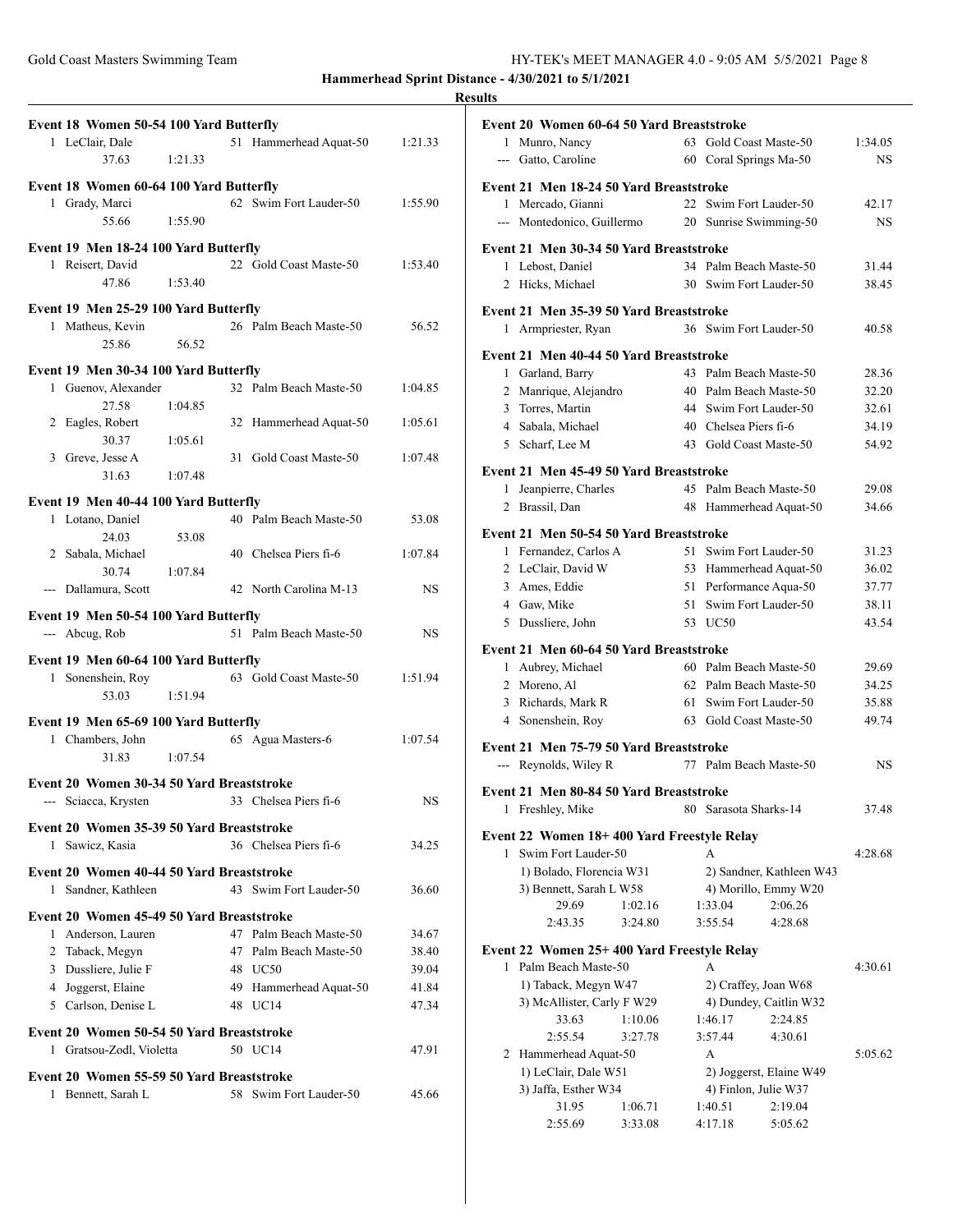**Hammerhead Sprint Distance - 4/30/2021 to 5/1/2021**

**Results**

### Event 18 Women 50-54 100 Yard Butterfly

| Place | Name | Age | Team | Time |
|---|---|---|---|---|
| 1 | LeClair, Dale | 51 | Hammerhead Aquat-50 | 1:21.33 |
| | 37.63 1:21.33 | | | |

### Event 18 Women 60-64 100 Yard Butterfly

| Place | Name | Age | Team | Time |
|---|---|---|---|---|
| 1 | Grady, Marci | 62 | Swim Fort Lauder-50 | 1:55.90 |
| | 55.66 1:55.90 | | | |

### Event 19 Men 18-24 100 Yard Butterfly

| Place | Name | Age | Team | Time |
|---|---|---|---|---|
| 1 | Reisert, David | 22 | Gold Coast Maste-50 | 1:53.40 |
| | 47.86 1:53.40 | | | |

### Event 19 Men 25-29 100 Yard Butterfly

| Place | Name | Age | Team | Time |
|---|---|---|---|---|
| 1 | Matheus, Kevin | 26 | Palm Beach Maste-50 | 56.52 |
| | 25.86 56.52 | | | |

### Event 19 Men 30-34 100 Yard Butterfly

| Place | Name | Age | Team | Time |
|---|---|---|---|---|
| 1 | Guenov, Alexander | 32 | Palm Beach Maste-50 | 1:04.85 |
| | 27.58 1:04.85 | | | |
| 2 | Eagles, Robert | 32 | Hammerhead Aquat-50 | 1:05.61 |
| | 30.37 1:05.61 | | | |
| 3 | Greve, Jesse A | 31 | Gold Coast Maste-50 | 1:07.48 |
| | 31.63 1:07.48 | | | |

### Event 19 Men 40-44 100 Yard Butterfly

| Place | Name | Age | Team | Time |
|---|---|---|---|---|
| 1 | Lotano, Daniel | 40 | Palm Beach Maste-50 | 53.08 |
| | 24.03 53.08 | | | |
| 2 | Sabala, Michael | 40 | Chelsea Piers fi-6 | 1:07.84 |
| | 30.74 1:07.84 | | | |
| --- | Dallamura, Scott | 42 | North Carolina M-13 | NS |

### Event 19 Men 50-54 100 Yard Butterfly

| Place | Name | Age | Team | Time |
|---|---|---|---|---|
| --- | Abcug, Rob | 51 | Palm Beach Maste-50 | NS |

### Event 19 Men 60-64 100 Yard Butterfly

| Place | Name | Age | Team | Time |
|---|---|---|---|---|
| 1 | Sonenshein, Roy | 63 | Gold Coast Maste-50 | 1:51.94 |
| | 53.03 1:51.94 | | | |

### Event 19 Men 65-69 100 Yard Butterfly

| Place | Name | Age | Team | Time |
|---|---|---|---|---|
| 1 | Chambers, John | 65 | Agua Masters-6 | 1:07.54 |
| | 31.83 1:07.54 | | | |

### Event 20 Women 30-34 50 Yard Breaststroke

| Place | Name | Age | Team | Time |
|---|---|---|---|---|
| --- | Sciacca, Krysten | 33 | Chelsea Piers fi-6 | NS |

### Event 20 Women 35-39 50 Yard Breaststroke

| Place | Name | Age | Team | Time |
|---|---|---|---|---|
| 1 | Sawicz, Kasia | 36 | Chelsea Piers fi-6 | 34.25 |

### Event 20 Women 40-44 50 Yard Breaststroke

| Place | Name | Age | Team | Time |
|---|---|---|---|---|
| 1 | Sandner, Kathleen | 43 | Swim Fort Lauder-50 | 36.60 |

### Event 20 Women 45-49 50 Yard Breaststroke

| Place | Name | Age | Team | Time |
|---|---|---|---|---|
| 1 | Anderson, Lauren | 47 | Palm Beach Maste-50 | 34.67 |
| 2 | Taback, Megyn | 47 | Palm Beach Maste-50 | 38.40 |
| 3 | Dussliere, Julie F | 48 | UC50 | 39.04 |
| 4 | Joggerst, Elaine | 49 | Hammerhead Aquat-50 | 41.84 |
| 5 | Carlson, Denise L | 48 | UC14 | 47.34 |

### Event 20 Women 50-54 50 Yard Breaststroke

| Place | Name | Age | Team | Time |
|---|---|---|---|---|
| 1 | Gratsou-Zodl, Violetta | 50 | UC14 | 47.91 |

### Event 20 Women 55-59 50 Yard Breaststroke

| Place | Name | Age | Team | Time |
|---|---|---|---|---|
| 1 | Bennett, Sarah L | 58 | Swim Fort Lauder-50 | 45.66 |

### Event 20 Women 60-64 50 Yard Breaststroke

| Place | Name | Age | Team | Time |
|---|---|---|---|---|
| 1 | Munro, Nancy | 63 | Gold Coast Maste-50 | 1:34.05 |
| --- | Gatto, Caroline | 60 | Coral Springs Ma-50 | NS |

### Event 21 Men 18-24 50 Yard Breaststroke

| Place | Name | Age | Team | Time |
|---|---|---|---|---|
| 1 | Mercado, Gianni | 22 | Swim Fort Lauder-50 | 42.17 |
| --- | Montedonico, Guillermo | 20 | Sunrise Swimming-50 | NS |

### Event 21 Men 30-34 50 Yard Breaststroke

| Place | Name | Age | Team | Time |
|---|---|---|---|---|
| 1 | Lebost, Daniel | 34 | Palm Beach Maste-50 | 31.44 |
| 2 | Hicks, Michael | 30 | Swim Fort Lauder-50 | 38.45 |

### Event 21 Men 35-39 50 Yard Breaststroke

| Place | Name | Age | Team | Time |
|---|---|---|---|---|
| 1 | Armpriester, Ryan | 36 | Swim Fort Lauder-50 | 40.58 |

### Event 21 Men 40-44 50 Yard Breaststroke

| Place | Name | Age | Team | Time |
|---|---|---|---|---|
| 1 | Garland, Barry | 43 | Palm Beach Maste-50 | 28.36 |
| 2 | Manrique, Alejandro | 40 | Palm Beach Maste-50 | 32.20 |
| 3 | Torres, Martin | 44 | Swim Fort Lauder-50 | 32.61 |
| 4 | Sabala, Michael | 40 | Chelsea Piers fi-6 | 34.19 |
| 5 | Scharf, Lee M | 43 | Gold Coast Maste-50 | 54.92 |

### Event 21 Men 45-49 50 Yard Breaststroke

| Place | Name | Age | Team | Time |
|---|---|---|---|---|
| 1 | Jeanpierre, Charles | 45 | Palm Beach Maste-50 | 29.08 |
| 2 | Brassil, Dan | 48 | Hammerhead Aquat-50 | 34.66 |

### Event 21 Men 50-54 50 Yard Breaststroke

| Place | Name | Age | Team | Time |
|---|---|---|---|---|
| 1 | Fernandez, Carlos A | 51 | Swim Fort Lauder-50 | 31.23 |
| 2 | LeClair, David W | 53 | Hammerhead Aquat-50 | 36.02 |
| 3 | Ames, Eddie | 51 | Performance Aqua-50 | 37.77 |
| 4 | Gaw, Mike | 51 | Swim Fort Lauder-50 | 38.11 |
| 5 | Dussliere, John | 53 | UC50 | 43.54 |

### Event 21 Men 60-64 50 Yard Breaststroke

| Place | Name | Age | Team | Time |
|---|---|---|---|---|
| 1 | Aubrey, Michael | 60 | Palm Beach Maste-50 | 29.69 |
| 2 | Moreno, Al | 62 | Palm Beach Maste-50 | 34.25 |
| 3 | Richards, Mark R | 61 | Swim Fort Lauder-50 | 35.88 |
| 4 | Sonenshein, Roy | 63 | Gold Coast Maste-50 | 49.74 |

### Event 21 Men 75-79 50 Yard Breaststroke

| Place | Name | Age | Team | Time |
|---|---|---|---|---|
| --- | Reynolds, Wiley R | 77 | Palm Beach Maste-50 | NS |

### Event 21 Men 80-84 50 Yard Breaststroke

| Place | Name | Age | Team | Time |
|---|---|---|---|---|
| 1 | Freshley, Mike | 80 | Sarasota Sharks-14 | 37.48 |

### Event 22 Women 18+ 400 Yard Freestyle Relay

1 Swim Fort Lauder-50 — A — 4:28.68
- 1) Bolado, Florencia W31
- 2) Sandner, Kathleen W43
- 3) Bennett, Sarah L W58
- 4) Morillo, Emmy W20

29.69 1:02.16 1:33.04 2:06.26
2:43.35 3:24.80 3:55.54 4:28.68

### Event 22 Women 25+ 400 Yard Freestyle Relay

1 Palm Beach Maste-50 — A — 4:30.61
- 1) Taback, Megyn W47
- 2) Craffey, Joan W68
- 3) McAllister, Carly F W29
- 4) Dundey, Caitlin W32

33.63 1:10.06 1:46.17 2:24.85
2:55.54 3:27.78 3:57.44 4:30.61

2 Hammerhead Aquat-50 — A — 5:05.62
- 1) LeClair, Dale W51
- 2) Joggerst, Elaine W49
- 3) Jaffa, Esther W34
- 4) Finlon, Julie W37

31.95 1:06.71 1:40.51 2:19.04
2:55.69 3:33.08 4:17.18 5:05.62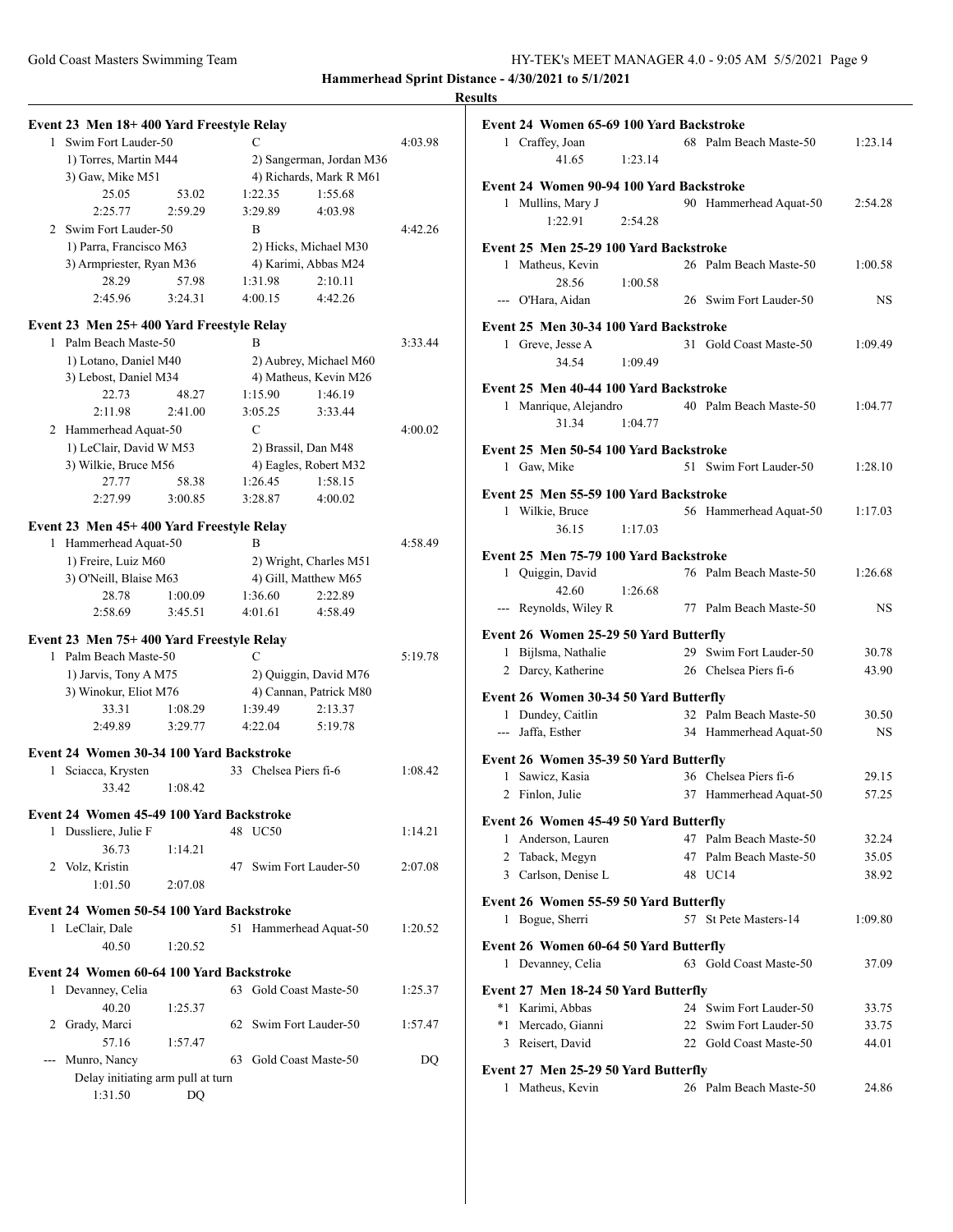**Hammerhead Sprint Distance - 4/30/2021 to 5/1/2021**

**Results**

### Event 23 Men 18+ 400 Yard Freestyle Relay

1 Swim Fort Lauder-50 — C — 4:03.98
1) Torres, Martin M44; 2) Sangerman, Jordan M36; 3) Gaw, Mike M51; 4) Richards, Mark R M61
25.05 53.02 1:22.35 1:55.68
2:25.77 2:59.29 3:29.89 4:03.98

2 Swim Fort Lauder-50 — B — 4:42.26
1) Parra, Francisco M63; 2) Hicks, Michael M30; 3) Armpriester, Ryan M36; 4) Karimi, Abbas M24
28.29 57.98 1:31.98 2:10.11
2:45.96 3:24.31 4:00.15 4:42.26

### Event 23 Men 25+ 400 Yard Freestyle Relay

1 Palm Beach Maste-50 — B — 3:33.44
1) Lotano, Daniel M40; 2) Aubrey, Michael M60; 3) Lebost, Daniel M34; 4) Matheus, Kevin M26
22.73 48.27 1:15.90 1:46.19
2:11.98 2:41.00 3:05.25 3:33.44

2 Hammerhead Aquat-50 — C — 4:00.02
1) LeClair, David W M53; 2) Brassil, Dan M48; 3) Wilkie, Bruce M56; 4) Eagles, Robert M32
27.77 58.38 1:26.45 1:58.15
2:27.99 3:00.85 3:28.87 4:00.02

### Event 23 Men 45+ 400 Yard Freestyle Relay

1 Hammerhead Aquat-50 — B — 4:58.49
1) Freire, Luiz M60; 2) Wright, Charles M51; 3) O'Neill, Blaise M63; 4) Gill, Matthew M65
28.78 1:00.09 1:36.60 2:22.89
2:58.69 3:45.51 4:01.61 4:58.49

### Event 23 Men 75+ 400 Yard Freestyle Relay

1 Palm Beach Maste-50 — C — 5:19.78
1) Jarvis, Tony A M75; 2) Quiggin, David M76; 3) Winokur, Eliot M76; 4) Cannan, Patrick M80
33.31 1:08.29 1:39.49 2:13.37
2:49.89 3:29.77 4:22.04 5:19.78

### Event 24 Women 30-34 100 Yard Backstroke

1 Sciacca, Krysten — 33 Chelsea Piers fi-6 — 1:08.42
33.42 1:08.42

### Event 24 Women 45-49 100 Yard Backstroke

1 Dussliere, Julie F — 48 UC50 — 1:14.21
36.73 1:14.21
2 Volz, Kristin — 47 Swim Fort Lauder-50 — 2:07.08
1:01.50 2:07.08

### Event 24 Women 50-54 100 Yard Backstroke

1 LeClair, Dale — 51 Hammerhead Aquat-50 — 1:20.52
40.50 1:20.52

### Event 24 Women 60-64 100 Yard Backstroke

1 Devanney, Celia — 63 Gold Coast Maste-50 — 1:25.37
40.20 1:25.37
2 Grady, Marci — 62 Swim Fort Lauder-50 — 1:57.47
57.16 1:57.47
--- Munro, Nancy — 63 Gold Coast Maste-50 — DQ
Delay initiating arm pull at turn
1:31.50 DQ

### Event 24 Women 65-69 100 Yard Backstroke

1 Craffey, Joan — 68 Palm Beach Maste-50 — 1:23.14
41.65 1:23.14

### Event 24 Women 90-94 100 Yard Backstroke

1 Mullins, Mary J — 90 Hammerhead Aquat-50 — 2:54.28
1:22.91 2:54.28

### Event 25 Men 25-29 100 Yard Backstroke

1 Matheus, Kevin — 26 Palm Beach Maste-50 — 1:00.58
28.56 1:00.58
--- O'Hara, Aidan — 26 Swim Fort Lauder-50 — NS

### Event 25 Men 30-34 100 Yard Backstroke

1 Greve, Jesse A — 31 Gold Coast Maste-50 — 1:09.49
34.54 1:09.49

### Event 25 Men 40-44 100 Yard Backstroke

1 Manrique, Alejandro — 40 Palm Beach Maste-50 — 1:04.77
31.34 1:04.77

### Event 25 Men 50-54 100 Yard Backstroke

1 Gaw, Mike — 51 Swim Fort Lauder-50 — 1:28.10

### Event 25 Men 55-59 100 Yard Backstroke

1 Wilkie, Bruce — 56 Hammerhead Aquat-50 — 1:17.03
36.15 1:17.03

### Event 25 Men 75-79 100 Yard Backstroke

1 Quiggin, David — 76 Palm Beach Maste-50 — 1:26.68
42.60 1:26.68
--- Reynolds, Wiley R — 77 Palm Beach Maste-50 — NS

### Event 26 Women 25-29 50 Yard Butterfly

| Place | Name | Age | Team | Time |
|---|---|---|---|---|
| 1 | Bijlsma, Nathalie | 29 | Swim Fort Lauder-50 | 30.78 |
| 2 | Darcy, Katherine | 26 | Chelsea Piers fi-6 | 43.90 |

### Event 26 Women 30-34 50 Yard Butterfly

| Place | Name | Age | Team | Time |
|---|---|---|---|---|
| 1 | Dundey, Caitlin | 32 | Palm Beach Maste-50 | 30.50 |
| --- | Jaffa, Esther | 34 | Hammerhead Aquat-50 | NS |

### Event 26 Women 35-39 50 Yard Butterfly

| Place | Name | Age | Team | Time |
|---|---|---|---|---|
| 1 | Sawicz, Kasia | 36 | Chelsea Piers fi-6 | 29.15 |
| 2 | Finlon, Julie | 37 | Hammerhead Aquat-50 | 57.25 |

### Event 26 Women 45-49 50 Yard Butterfly

| Place | Name | Age | Team | Time |
|---|---|---|---|---|
| 1 | Anderson, Lauren | 47 | Palm Beach Maste-50 | 32.24 |
| 2 | Taback, Megyn | 47 | Palm Beach Maste-50 | 35.05 |
| 3 | Carlson, Denise L | 48 | UC14 | 38.92 |

### Event 26 Women 55-59 50 Yard Butterfly

| Place | Name | Age | Team | Time |
|---|---|---|---|---|
| 1 | Bogue, Sherri | 57 | St Pete Masters-14 | 1:09.80 |

### Event 26 Women 60-64 50 Yard Butterfly

| Place | Name | Age | Team | Time |
|---|---|---|---|---|
| 1 | Devanney, Celia | 63 | Gold Coast Maste-50 | 37.09 |

### Event 27 Men 18-24 50 Yard Butterfly

| Place | Name | Age | Team | Time |
|---|---|---|---|---|
| *1 | Karimi, Abbas | 24 | Swim Fort Lauder-50 | 33.75 |
| *1 | Mercado, Gianni | 22 | Swim Fort Lauder-50 | 33.75 |
| 3 | Reisert, David | 22 | Gold Coast Maste-50 | 44.01 |

### Event 27 Men 25-29 50 Yard Butterfly

| Place | Name | Age | Team | Time |
|---|---|---|---|---|
| 1 | Matheus, Kevin | 26 | Palm Beach Maste-50 | 24.86 |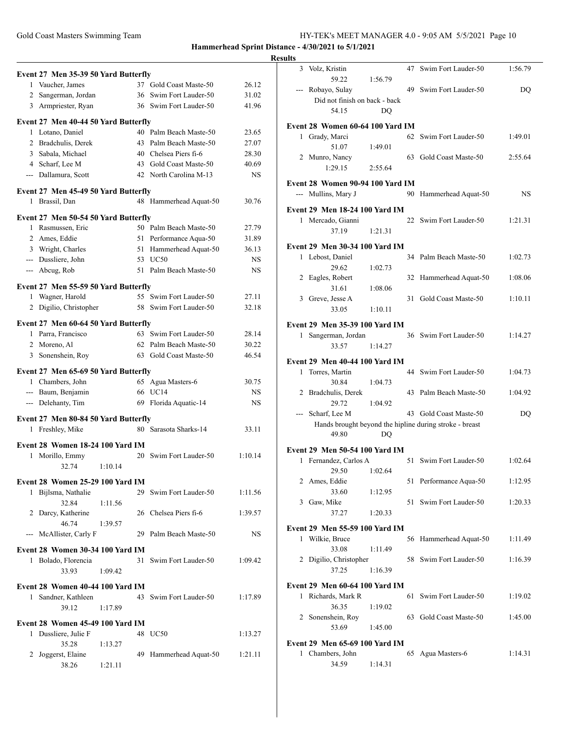**Hammerhead Sprint Distance - 4/30/2021 to 5/1/2021**

**Results**

### Event 27 Men 35-39 50 Yard Butterfly

| Place | Name | Age | Team | Time |
|---|---|---|---|---|
| 1 | Vaucher, James | 37 | Gold Coast Maste-50 | 26.12 |
| 2 | Sangerman, Jordan | 36 | Swim Fort Lauder-50 | 31.02 |
| 3 | Armpriester, Ryan | 36 | Swim Fort Lauder-50 | 41.96 |

### Event 27 Men 40-44 50 Yard Butterfly

| Place | Name | Age | Team | Time |
|---|---|---|---|---|
| 1 | Lotano, Daniel | 40 | Palm Beach Maste-50 | 23.65 |
| 2 | Bradchulis, Derek | 43 | Palm Beach Maste-50 | 27.07 |
| 3 | Sabala, Michael | 40 | Chelsea Piers fi-6 | 28.30 |
| 4 | Scharf, Lee M | 43 | Gold Coast Maste-50 | 40.69 |
| --- | Dallamura, Scott | 42 | North Carolina M-13 | NS |

### Event 27 Men 45-49 50 Yard Butterfly

| Place | Name | Age | Team | Time |
|---|---|---|---|---|
| 1 | Brassil, Dan | 48 | Hammerhead Aquat-50 | 30.76 |

### Event 27 Men 50-54 50 Yard Butterfly

| Place | Name | Age | Team | Time |
|---|---|---|---|---|
| 1 | Rasmussen, Eric | 50 | Palm Beach Maste-50 | 27.79 |
| 2 | Ames, Eddie | 51 | Performance Aqua-50 | 31.89 |
| 3 | Wright, Charles | 51 | Hammerhead Aquat-50 | 36.13 |
| --- | Dussliere, John | 53 | UC50 | NS |
| --- | Abcug, Rob | 51 | Palm Beach Maste-50 | NS |

### Event 27 Men 55-59 50 Yard Butterfly

| Place | Name | Age | Team | Time |
|---|---|---|---|---|
| 1 | Wagner, Harold | 55 | Swim Fort Lauder-50 | 27.11 |
| 2 | Digilio, Christopher | 58 | Swim Fort Lauder-50 | 32.18 |

### Event 27 Men 60-64 50 Yard Butterfly

| Place | Name | Age | Team | Time |
|---|---|---|---|---|
| 1 | Parra, Francisco | 63 | Swim Fort Lauder-50 | 28.14 |
| 2 | Moreno, Al | 62 | Palm Beach Maste-50 | 30.22 |
| 3 | Sonenshein, Roy | 63 | Gold Coast Maste-50 | 46.54 |

### Event 27 Men 65-69 50 Yard Butterfly

| Place | Name | Age | Team | Time |
|---|---|---|---|---|
| 1 | Chambers, John | 65 | Agua Masters-6 | 30.75 |
| --- | Baum, Benjamin | 66 | UC14 | NS |
| --- | Delehanty, Tim | 69 | Florida Aquatic-14 | NS |

### Event 27 Men 80-84 50 Yard Butterfly

| Place | Name | Age | Team | Time |
|---|---|---|---|---|
| 1 | Freshley, Mike | 80 | Sarasota Sharks-14 | 33.11 |

### Event 28 Women 18-24 100 Yard IM

| Place | Name | Age | Team | Time |
|---|---|---|---|---|
| 1 | Morillo, Emmy | 20 | Swim Fort Lauder-50 | 1:10.14 |
| | 32.74 1:10.14 | | | |

### Event 28 Women 25-29 100 Yard IM

| Place | Name | Age | Team | Time |
|---|---|---|---|---|
| 1 | Bijlsma, Nathalie | 29 | Swim Fort Lauder-50 | 1:11.56 |
| | 32.84 1:11.56 | | | |
| 2 | Darcy, Katherine | 26 | Chelsea Piers fi-6 | 1:39.57 |
| | 46.74 1:39.57 | | | |
| --- | McAllister, Carly F | 29 | Palm Beach Maste-50 | NS |

### Event 28 Women 30-34 100 Yard IM

| Place | Name | Age | Team | Time |
|---|---|---|---|---|
| 1 | Bolado, Florencia | 31 | Swim Fort Lauder-50 | 1:09.42 |
| | 33.93 1:09.42 | | | |

### Event 28 Women 40-44 100 Yard IM

| Place | Name | Age | Team | Time |
|---|---|---|---|---|
| 1 | Sandner, Kathleen | 43 | Swim Fort Lauder-50 | 1:17.89 |
| | 39.12 1:17.89 | | | |

### Event 28 Women 45-49 100 Yard IM

| Place | Name | Age | Team | Time |
|---|---|---|---|---|
| 1 | Dussliere, Julie F | 48 | UC50 | 1:13.27 |
| | 35.28 1:13.27 | | | |
| 2 | Joggerst, Elaine | 49 | Hammerhead Aquat-50 | 1:21.11 |
| | 38.26 1:21.11 | | | |
| 3 | Volz, Kristin | 47 | Swim Fort Lauder-50 | 1:56.79 |
| | 59.22 1:56.79 | | | |
| --- | Robayo, Sulay | 49 | Swim Fort Lauder-50 | DQ |
| | Did not finish on back - back | | | |
| | 54.15 DQ | | | |

### Event 28 Women 60-64 100 Yard IM

| Place | Name | Age | Team | Time |
|---|---|---|---|---|
| 1 | Grady, Marci | 62 | Swim Fort Lauder-50 | 1:49.01 |
| | 51.07 1:49.01 | | | |
| 2 | Munro, Nancy | 63 | Gold Coast Maste-50 | 2:55.64 |
| | 1:29.15 2:55.64 | | | |

### Event 28 Women 90-94 100 Yard IM

| Place | Name | Age | Team | Time |
|---|---|---|---|---|
| --- | Mullins, Mary J | 90 | Hammerhead Aquat-50 | NS |

### Event 29 Men 18-24 100 Yard IM

| Place | Name | Age | Team | Time |
|---|---|---|---|---|
| 1 | Mercado, Gianni | 22 | Swim Fort Lauder-50 | 1:21.31 |
| | 37.19 1:21.31 | | | |

### Event 29 Men 30-34 100 Yard IM

| Place | Name | Age | Team | Time |
|---|---|---|---|---|
| 1 | Lebost, Daniel | 34 | Palm Beach Maste-50 | 1:02.73 |
| | 29.62 1:02.73 | | | |
| 2 | Eagles, Robert | 32 | Hammerhead Aquat-50 | 1:08.06 |
| | 31.61 1:08.06 | | | |
| 3 | Greve, Jesse A | 31 | Gold Coast Maste-50 | 1:10.11 |
| | 33.05 1:10.11 | | | |

### Event 29 Men 35-39 100 Yard IM

| Place | Name | Age | Team | Time |
|---|---|---|---|---|
| 1 | Sangerman, Jordan | 36 | Swim Fort Lauder-50 | 1:14.27 |
| | 33.57 1:14.27 | | | |

### Event 29 Men 40-44 100 Yard IM

| Place | Name | Age | Team | Time |
|---|---|---|---|---|
| 1 | Torres, Martin | 44 | Swim Fort Lauder-50 | 1:04.73 |
| | 30.84 1:04.73 | | | |
| 2 | Bradchulis, Derek | 43 | Palm Beach Maste-50 | 1:04.92 |
| | 29.72 1:04.92 | | | |
| --- | Scharf, Lee M | 43 | Gold Coast Maste-50 | DQ |
| | Hands brought beyond the hipline during stroke - breast | | | |
| | 49.80 DQ | | | |

### Event 29 Men 50-54 100 Yard IM

| Place | Name | Age | Team | Time |
|---|---|---|---|---|
| 1 | Fernandez, Carlos A | 51 | Swim Fort Lauder-50 | 1:02.64 |
| | 29.50 1:02.64 | | | |
| 2 | Ames, Eddie | 51 | Performance Aqua-50 | 1:12.95 |
| | 33.60 1:12.95 | | | |
| 3 | Gaw, Mike | 51 | Swim Fort Lauder-50 | 1:20.33 |
| | 37.27 1:20.33 | | | |

### Event 29 Men 55-59 100 Yard IM

| Place | Name | Age | Team | Time |
|---|---|---|---|---|
| 1 | Wilkie, Bruce | 56 | Hammerhead Aquat-50 | 1:11.49 |
| | 33.08 1:11.49 | | | |
| 2 | Digilio, Christopher | 58 | Swim Fort Lauder-50 | 1:16.39 |
| | 37.25 1:16.39 | | | |

### Event 29 Men 60-64 100 Yard IM

| Place | Name | Age | Team | Time |
|---|---|---|---|---|
| 1 | Richards, Mark R | 61 | Swim Fort Lauder-50 | 1:19.02 |
| | 36.35 1:19.02 | | | |
| 2 | Sonenshein, Roy | 63 | Gold Coast Maste-50 | 1:45.00 |
| | 53.69 1:45.00 | | | |

### Event 29 Men 65-69 100 Yard IM

| Place | Name | Age | Team | Time |
|---|---|---|---|---|
| 1 | Chambers, John | 65 | Agua Masters-6 | 1:14.31 |
| | 34.59 1:14.31 | | | |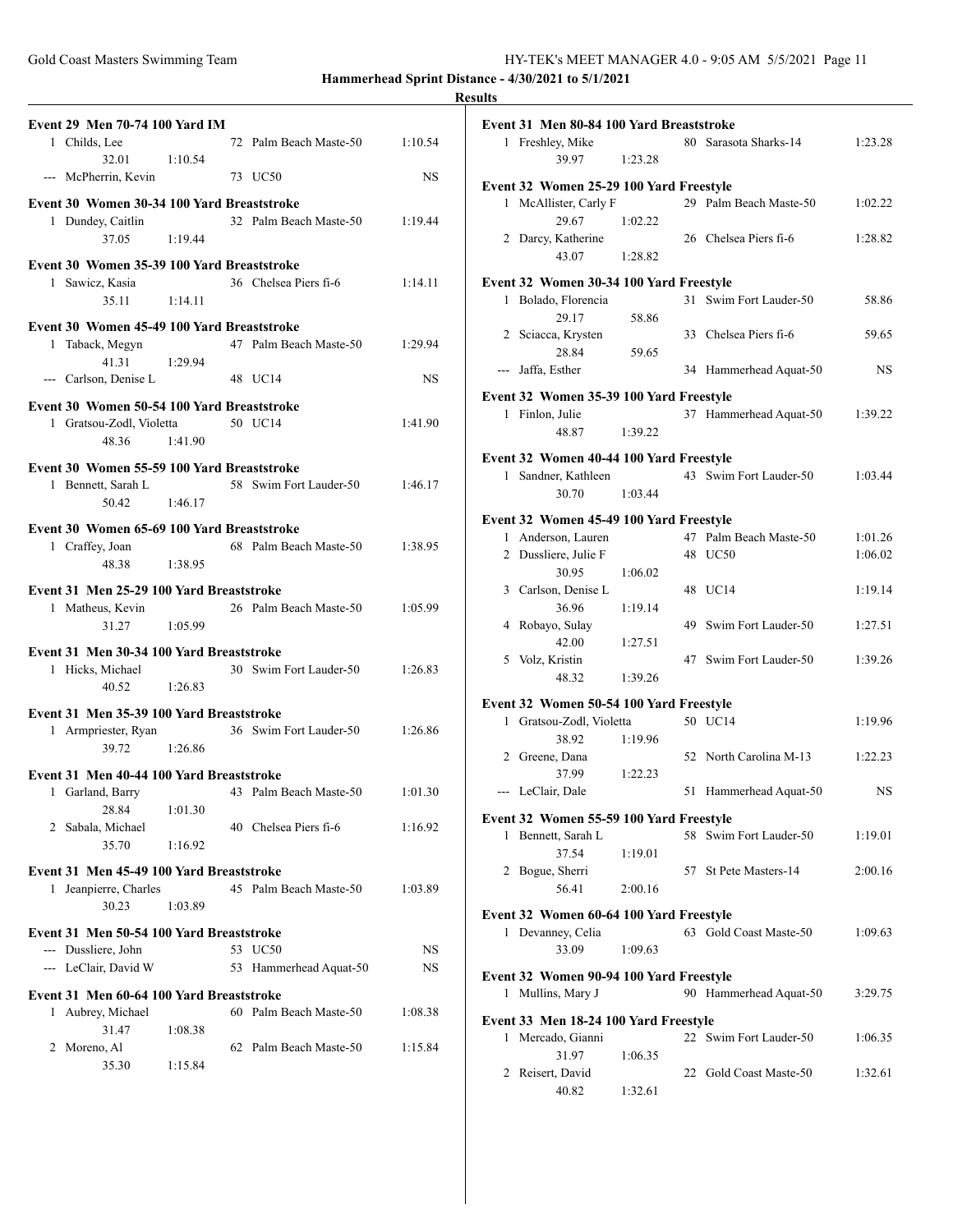**Hammerhead Sprint Distance - 4/30/2021 to 5/1/2021**

**Results**

### Event 29 Men 70-74 100 Yard IM

| Place | Name | Age | Team | Time |
|---|---|---|---|---|
| 1 | Childs, Lee | 72 | Palm Beach Maste-50 | 1:10.54 |
| | 32.01 1:10.54 | | | |
| --- | McPherrin, Kevin | 73 | UC50 | NS |

### Event 30 Women 30-34 100 Yard Breaststroke

| Place | Name | Age | Team | Time |
|---|---|---|---|---|
| 1 | Dundey, Caitlin | 32 | Palm Beach Maste-50 | 1:19.44 |
| | 37.05 1:19.44 | | | |

### Event 30 Women 35-39 100 Yard Breaststroke

| Place | Name | Age | Team | Time |
|---|---|---|---|---|
| 1 | Sawicz, Kasia | 36 | Chelsea Piers fi-6 | 1:14.11 |
| | 35.11 1:14.11 | | | |

### Event 30 Women 45-49 100 Yard Breaststroke

| Place | Name | Age | Team | Time |
|---|---|---|---|---|
| 1 | Taback, Megyn | 47 | Palm Beach Maste-50 | 1:29.94 |
| | 41.31 1:29.94 | | | |
| --- | Carlson, Denise L | 48 | UC14 | NS |

### Event 30 Women 50-54 100 Yard Breaststroke

| Place | Name | Age | Team | Time |
|---|---|---|---|---|
| 1 | Gratsou-Zodl, Violetta | 50 | UC14 | 1:41.90 |
| | 48.36 1:41.90 | | | |

### Event 30 Women 55-59 100 Yard Breaststroke

| Place | Name | Age | Team | Time |
|---|---|---|---|---|
| 1 | Bennett, Sarah L | 58 | Swim Fort Lauder-50 | 1:46.17 |
| | 50.42 1:46.17 | | | |

### Event 30 Women 65-69 100 Yard Breaststroke

| Place | Name | Age | Team | Time |
|---|---|---|---|---|
| 1 | Craffey, Joan | 68 | Palm Beach Maste-50 | 1:38.95 |
| | 48.38 1:38.95 | | | |

### Event 31 Men 25-29 100 Yard Breaststroke

| Place | Name | Age | Team | Time |
|---|---|---|---|---|
| 1 | Matheus, Kevin | 26 | Palm Beach Maste-50 | 1:05.99 |
| | 31.27 1:05.99 | | | |

### Event 31 Men 30-34 100 Yard Breaststroke

| Place | Name | Age | Team | Time |
|---|---|---|---|---|
| 1 | Hicks, Michael | 30 | Swim Fort Lauder-50 | 1:26.83 |
| | 40.52 1:26.83 | | | |

### Event 31 Men 35-39 100 Yard Breaststroke

| Place | Name | Age | Team | Time |
|---|---|---|---|---|
| 1 | Armpriester, Ryan | 36 | Swim Fort Lauder-50 | 1:26.86 |
| | 39.72 1:26.86 | | | |

### Event 31 Men 40-44 100 Yard Breaststroke

| Place | Name | Age | Team | Time |
|---|---|---|---|---|
| 1 | Garland, Barry | 43 | Palm Beach Maste-50 | 1:01.30 |
| | 28.84 1:01.30 | | | |
| 2 | Sabala, Michael | 40 | Chelsea Piers fi-6 | 1:16.92 |
| | 35.70 1:16.92 | | | |

### Event 31 Men 45-49 100 Yard Breaststroke

| Place | Name | Age | Team | Time |
|---|---|---|---|---|
| 1 | Jeanpierre, Charles | 45 | Palm Beach Maste-50 | 1:03.89 |
| | 30.23 1:03.89 | | | |

### Event 31 Men 50-54 100 Yard Breaststroke

| Place | Name | Age | Team | Time |
|---|---|---|---|---|
| --- | Dussliere, John | 53 | UC50 | NS |
| --- | LeClair, David W | 53 | Hammerhead Aquat-50 | NS |

### Event 31 Men 60-64 100 Yard Breaststroke

| Place | Name | Age | Team | Time |
|---|---|---|---|---|
| 1 | Aubrey, Michael | 60 | Palm Beach Maste-50 | 1:08.38 |
| | 31.47 1:08.38 | | | |
| 2 | Moreno, Al | 62 | Palm Beach Maste-50 | 1:15.84 |
| | 35.30 1:15.84 | | | |

### Event 31 Men 80-84 100 Yard Breaststroke

| Place | Name | Age | Team | Time |
|---|---|---|---|---|
| 1 | Freshley, Mike | 80 | Sarasota Sharks-14 | 1:23.28 |
| | 39.97 1:23.28 | | | |

### Event 32 Women 25-29 100 Yard Freestyle

| Place | Name | Age | Team | Time |
|---|---|---|---|---|
| 1 | McAllister, Carly F | 29 | Palm Beach Maste-50 | 1:02.22 |
| | 29.67 1:02.22 | | | |
| 2 | Darcy, Katherine | 26 | Chelsea Piers fi-6 | 1:28.82 |
| | 43.07 1:28.82 | | | |

### Event 32 Women 30-34 100 Yard Freestyle

| Place | Name | Age | Team | Time |
|---|---|---|---|---|
| 1 | Bolado, Florencia | 31 | Swim Fort Lauder-50 | 58.86 |
| | 29.17 58.86 | | | |
| 2 | Sciacca, Krysten | 33 | Chelsea Piers fi-6 | 59.65 |
| | 28.84 59.65 | | | |
| --- | Jaffa, Esther | 34 | Hammerhead Aquat-50 | NS |

### Event 32 Women 35-39 100 Yard Freestyle

| Place | Name | Age | Team | Time |
|---|---|---|---|---|
| 1 | Finlon, Julie | 37 | Hammerhead Aquat-50 | 1:39.22 |
| | 48.87 1:39.22 | | | |

### Event 32 Women 40-44 100 Yard Freestyle

| Place | Name | Age | Team | Time |
|---|---|---|---|---|
| 1 | Sandner, Kathleen | 43 | Swim Fort Lauder-50 | 1:03.44 |
| | 30.70 1:03.44 | | | |

### Event 32 Women 45-49 100 Yard Freestyle

| Place | Name | Age | Team | Time |
|---|---|---|---|---|
| 1 | Anderson, Lauren | 47 | Palm Beach Maste-50 | 1:01.26 |
| 2 | Dussliere, Julie F | 48 | UC50 | 1:06.02 |
| | 30.95 1:06.02 | | | |
| 3 | Carlson, Denise L | 48 | UC14 | 1:19.14 |
| | 36.96 1:19.14 | | | |
| 4 | Robayo, Sulay | 49 | Swim Fort Lauder-50 | 1:27.51 |
| | 42.00 1:27.51 | | | |
| 5 | Volz, Kristin | 47 | Swim Fort Lauder-50 | 1:39.26 |
| | 48.32 1:39.26 | | | |

### Event 32 Women 50-54 100 Yard Freestyle

| Place | Name | Age | Team | Time |
|---|---|---|---|---|
| 1 | Gratsou-Zodl, Violetta | 50 | UC14 | 1:19.96 |
| | 38.92 1:19.96 | | | |
| 2 | Greene, Dana | 52 | North Carolina M-13 | 1:22.23 |
| | 37.99 1:22.23 | | | |
| --- | LeClair, Dale | 51 | Hammerhead Aquat-50 | NS |

### Event 32 Women 55-59 100 Yard Freestyle

| Place | Name | Age | Team | Time |
|---|---|---|---|---|
| 1 | Bennett, Sarah L | 58 | Swim Fort Lauder-50 | 1:19.01 |
| | 37.54 1:19.01 | | | |
| 2 | Bogue, Sherri | 57 | St Pete Masters-14 | 2:00.16 |
| | 56.41 2:00.16 | | | |

### Event 32 Women 60-64 100 Yard Freestyle

| Place | Name | Age | Team | Time |
|---|---|---|---|---|
| 1 | Devanney, Celia | 63 | Gold Coast Maste-50 | 1:09.63 |
| | 33.09 1:09.63 | | | |

### Event 32 Women 90-94 100 Yard Freestyle

| Place | Name | Age | Team | Time |
|---|---|---|---|---|
| 1 | Mullins, Mary J | 90 | Hammerhead Aquat-50 | 3:29.75 |

### Event 33 Men 18-24 100 Yard Freestyle

| Place | Name | Age | Team | Time |
|---|---|---|---|---|
| 1 | Mercado, Gianni | 22 | Swim Fort Lauder-50 | 1:06.35 |
| | 31.97 1:06.35 | | | |
| 2 | Reisert, David | 22 | Gold Coast Maste-50 | 1:32.61 |
| | 40.82 1:32.61 | | | |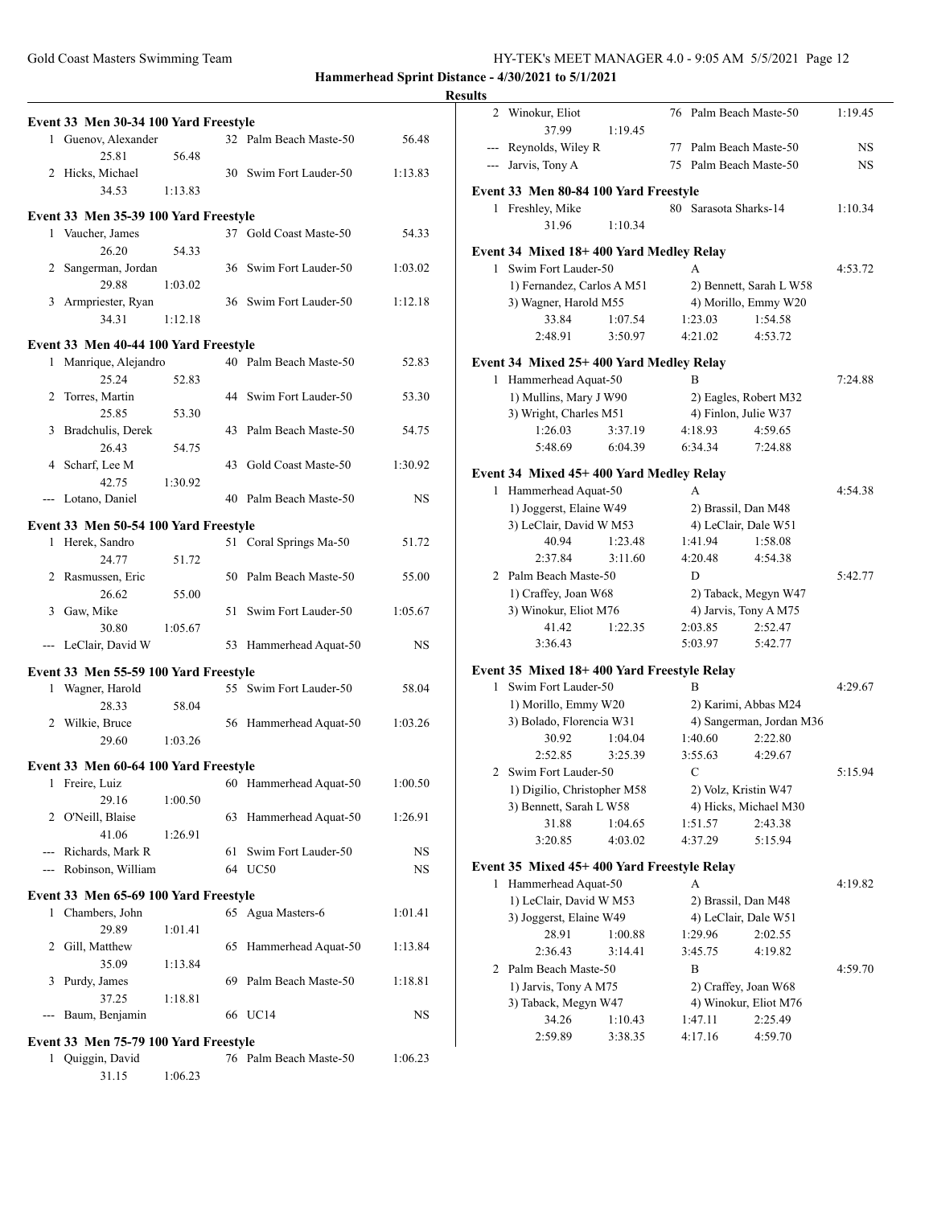## Hammerhead Sprint Distance - 4/30/2021 to 5/1/2021

### Results

**Event 33 Men 30-34 100 Yard Freestyle**

| | | | | |
|---|---|---|---|---|
| 1 | Guenov, Alexander | 32 | Palm Beach Maste-50 | 56.48 |
| | 25.81 56.48 | | | |
| 2 | Hicks, Michael | 30 | Swim Fort Lauder-50 | 1:13.83 |
| | 34.53 1:13.83 | | | |

**Event 33 Men 35-39 100 Yard Freestyle**

| | | | | |
|---|---|---|---|---|
| 1 | Vaucher, James | 37 | Gold Coast Maste-50 | 54.33 |
| | 26.20 54.33 | | | |
| 2 | Sangerman, Jordan | 36 | Swim Fort Lauder-50 | 1:03.02 |
| | 29.88 1:03.02 | | | |
| 3 | Armpriester, Ryan | 36 | Swim Fort Lauder-50 | 1:12.18 |
| | 34.31 1:12.18 | | | |

**Event 33 Men 40-44 100 Yard Freestyle**

| | | | | |
|---|---|---|---|---|
| 1 | Manrique, Alejandro | 40 | Palm Beach Maste-50 | 52.83 |
| | 25.24 52.83 | | | |
| 2 | Torres, Martin | 44 | Swim Fort Lauder-50 | 53.30 |
| | 25.85 53.30 | | | |
| 3 | Bradchulis, Derek | 43 | Palm Beach Maste-50 | 54.75 |
| | 26.43 54.75 | | | |
| 4 | Scharf, Lee M | 43 | Gold Coast Maste-50 | 1:30.92 |
| | 42.75 1:30.92 | | | |
| --- | Lotano, Daniel | 40 | Palm Beach Maste-50 | NS |

**Event 33 Men 50-54 100 Yard Freestyle**

| | | | | |
|---|---|---|---|---|
| 1 | Herek, Sandro | 51 | Coral Springs Ma-50 | 51.72 |
| | 24.77 51.72 | | | |
| 2 | Rasmussen, Eric | 50 | Palm Beach Maste-50 | 55.00 |
| | 26.62 55.00 | | | |
| 3 | Gaw, Mike | 51 | Swim Fort Lauder-50 | 1:05.67 |
| | 30.80 1:05.67 | | | |
| --- | LeClair, David W | 53 | Hammerhead Aquat-50 | NS |

**Event 33 Men 55-59 100 Yard Freestyle**

| | | | | |
|---|---|---|---|---|
| 1 | Wagner, Harold | 55 | Swim Fort Lauder-50 | 58.04 |
| | 28.33 58.04 | | | |
| 2 | Wilkie, Bruce | 56 | Hammerhead Aquat-50 | 1:03.26 |
| | 29.60 1:03.26 | | | |

**Event 33 Men 60-64 100 Yard Freestyle**

| | | | | |
|---|---|---|---|---|
| 1 | Freire, Luiz | 60 | Hammerhead Aquat-50 | 1:00.50 |
| | 29.16 1:00.50 | | | |
| 2 | O'Neill, Blaise | 63 | Hammerhead Aquat-50 | 1:26.91 |
| | 41.06 1:26.91 | | | |
| --- | Richards, Mark R | 61 | Swim Fort Lauder-50 | NS |
| --- | Robinson, William | 64 | UC50 | NS |

**Event 33 Men 65-69 100 Yard Freestyle**

| | | | | |
|---|---|---|---|---|
| 1 | Chambers, John | 65 | Agua Masters-6 | 1:01.41 |
| | 29.89 1:01.41 | | | |
| 2 | Gill, Matthew | 65 | Hammerhead Aquat-50 | 1:13.84 |
| | 35.09 1:13.84 | | | |
| 3 | Purdy, James | 69 | Palm Beach Maste-50 | 1:18.81 |
| | 37.25 1:18.81 | | | |
| --- | Baum, Benjamin | 66 | UC14 | NS |

**Event 33 Men 75-79 100 Yard Freestyle**

| | | | | |
|---|---|---|---|---|
| 1 | Quiggin, David | 76 | Palm Beach Maste-50 | 1:06.23 |
| | 31.15 1:06.23 | | | |
| 2 | Winokur, Eliot | 76 | Palm Beach Maste-50 | 1:19.45 |
| | 37.99 1:19.45 | | | |
| --- | Reynolds, Wiley R | 77 | Palm Beach Maste-50 | NS |
| --- | Jarvis, Tony A | 75 | Palm Beach Maste-50 | NS |

**Event 33 Men 80-84 100 Yard Freestyle**

| | | | | |
|---|---|---|---|---|
| 1 | Freshley, Mike | 80 | Sarasota Sharks-14 | 1:10.34 |
| | 31.96 1:10.34 | | | |

**Event 34 Mixed 18+ 400 Yard Medley Relay**

1 Swim Fort Lauder-50 — A — 4:53.72
1) Fernandez, Carlos A M51 2) Bennett, Sarah L W58
3) Wagner, Harold M55 4) Morillo, Emmy W20
33.84 1:07.54 1:23.03 1:54.58
2:48.91 3:50.97 4:21.02 4:53.72

**Event 34 Mixed 25+ 400 Yard Medley Relay**

1 Hammerhead Aquat-50 — B — 7:24.88
1) Mullins, Mary J W90 2) Eagles, Robert M32
3) Wright, Charles M51 4) Finlon, Julie W37
1:26.03 3:37.19 4:18.93 4:59.65
5:48.69 6:04.39 6:34.34 7:24.88

**Event 34 Mixed 45+ 400 Yard Medley Relay**

1 Hammerhead Aquat-50 — A — 4:54.38
1) Joggerst, Elaine W49 2) Brassil, Dan M48
3) LeClair, David W M53 4) LeClair, Dale W51
40.94 1:23.48 1:41.94 1:58.08
2:37.84 3:11.60 4:20.48 4:54.38

2 Palm Beach Maste-50 — D — 5:42.77
1) Craffey, Joan W68 2) Taback, Megyn W47
3) Winokur, Eliot M76 4) Jarvis, Tony A M75
41.42 1:22.35 2:03.85 2:52.47
3:36.43 5:03.97 5:42.77

**Event 35 Mixed 18+ 400 Yard Freestyle Relay**

1 Swim Fort Lauder-50 — B — 4:29.67
1) Morillo, Emmy W20 2) Karimi, Abbas M24
3) Bolado, Florencia W31 4) Sangerman, Jordan M36
30.92 1:04.04 1:40.60 2:22.80
2:52.85 3:25.39 3:55.63 4:29.67

2 Swim Fort Lauder-50 — C — 5:15.94
1) Digilio, Christopher M58 2) Volz, Kristin W47
3) Bennett, Sarah L W58 4) Hicks, Michael M30
31.88 1:04.65 1:51.57 2:43.38
3:20.85 4:03.02 4:37.29 5:15.94

**Event 35 Mixed 45+ 400 Yard Freestyle Relay**

1 Hammerhead Aquat-50 — A — 4:19.82
1) LeClair, David W M53 2) Brassil, Dan M48
3) Joggerst, Elaine W49 4) LeClair, Dale W51
28.91 1:00.88 1:29.96 2:02.55
2:36.43 3:14.41 3:45.75 4:19.82

2 Palm Beach Maste-50 — B — 4:59.70
1) Jarvis, Tony A M75 2) Craffey, Joan W68
3) Taback, Megyn W47 4) Winokur, Eliot M76
34.26 1:10.43 1:47.11 2:25.49
2:59.89 3:38.35 4:17.16 4:59.70